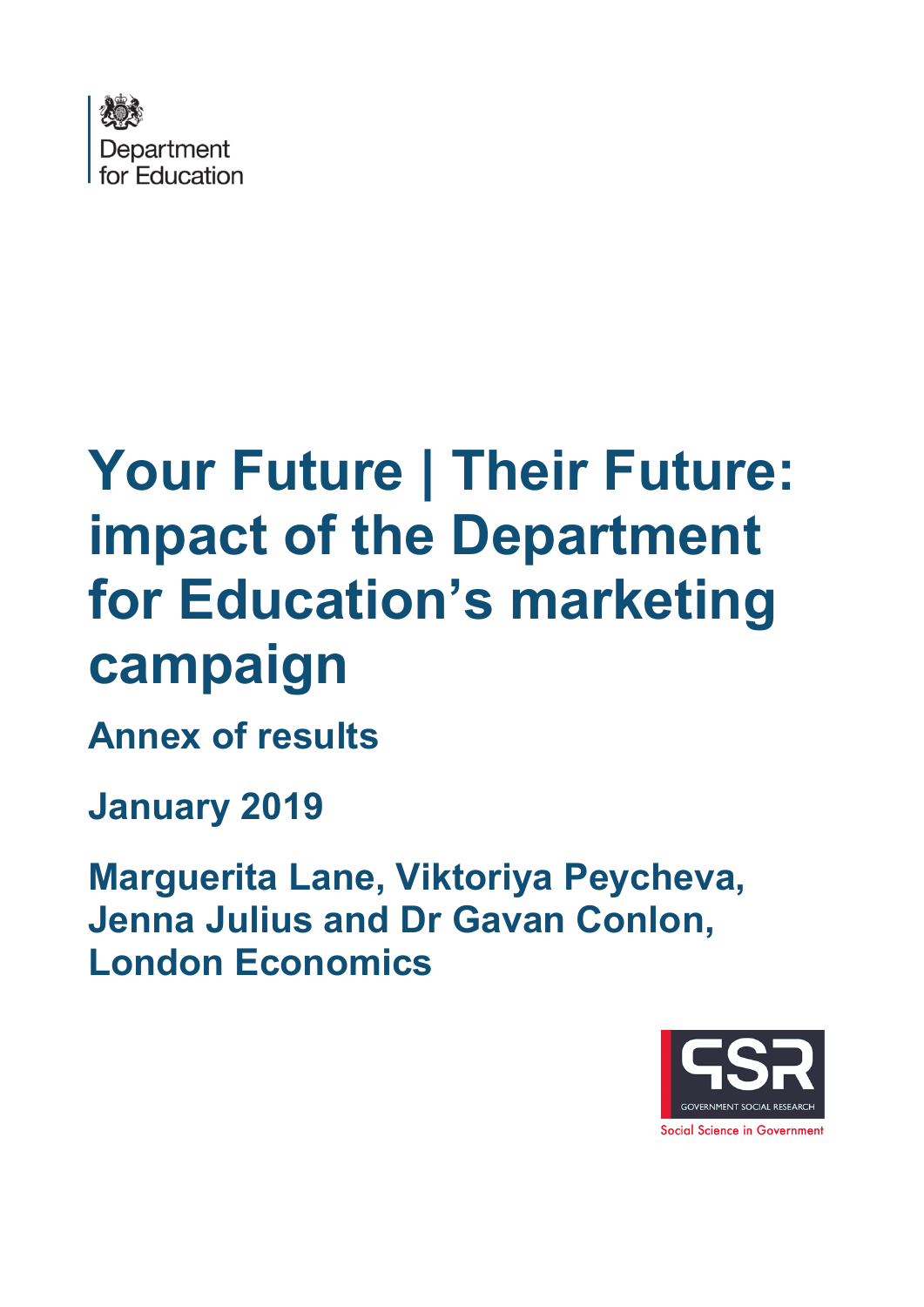Department for Education

# Your Future | Their Future: impact of the Department for Education's marketing campaign

## Annex of results

## January 2019

## Marguerita Lane, Viktoriya Peycheva, Jenna Julius and Dr Gavan Conlon, London Economics

GSR GOVERNMENT SOCIAL RESEARCH

Social Science in Government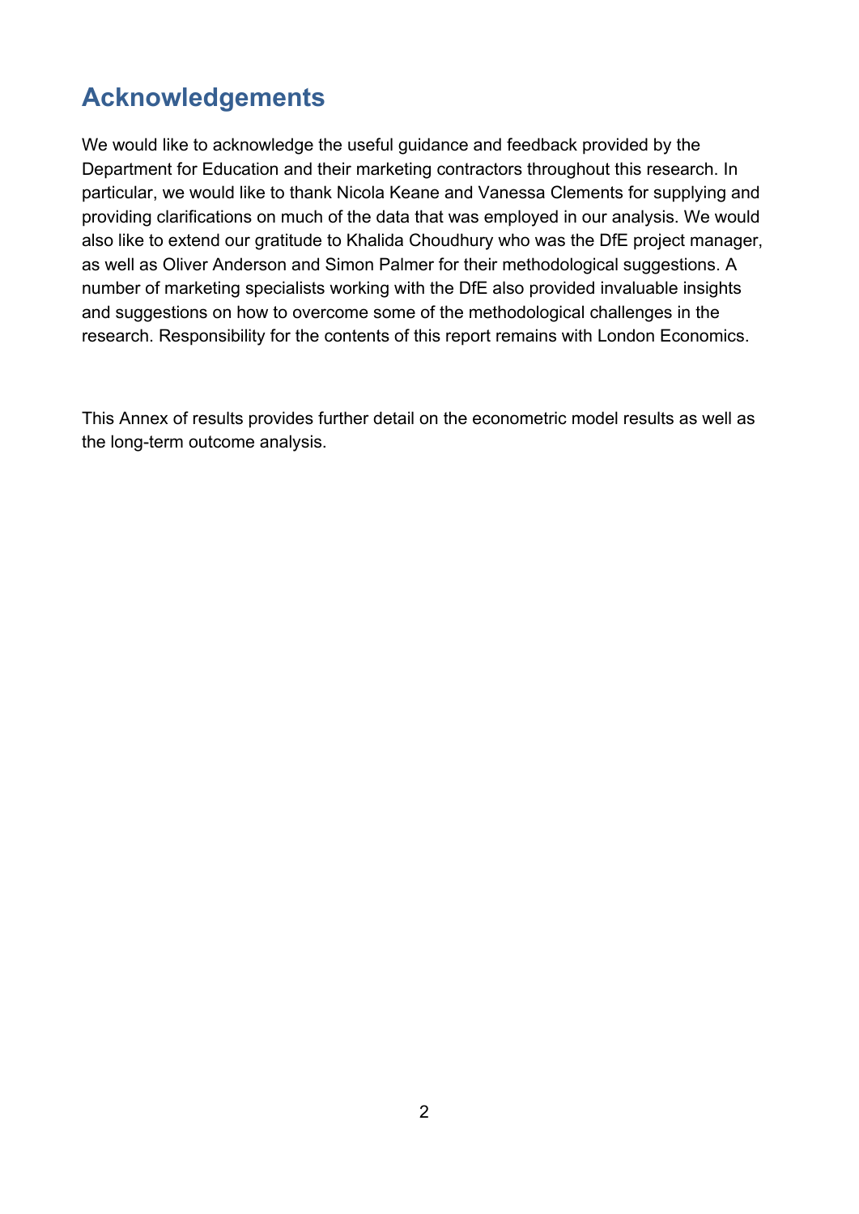## Acknowledgements

We would like to acknowledge the useful guidance and feedback provided by the Department for Education and their marketing contractors throughout this research. In particular, we would like to thank Nicola Keane and Vanessa Clements for supplying and providing clarifications on much of the data that was employed in our analysis. We would also like to extend our gratitude to Khalida Choudhury who was the DfE project manager, as well as Oliver Anderson and Simon Palmer for their methodological suggestions. A number of marketing specialists working with the DfE also provided invaluable insights and suggestions on how to overcome some of the methodological challenges in the research. Responsibility for the contents of this report remains with London Economics.

This Annex of results provides further detail on the econometric model results as well as the long-term outcome analysis.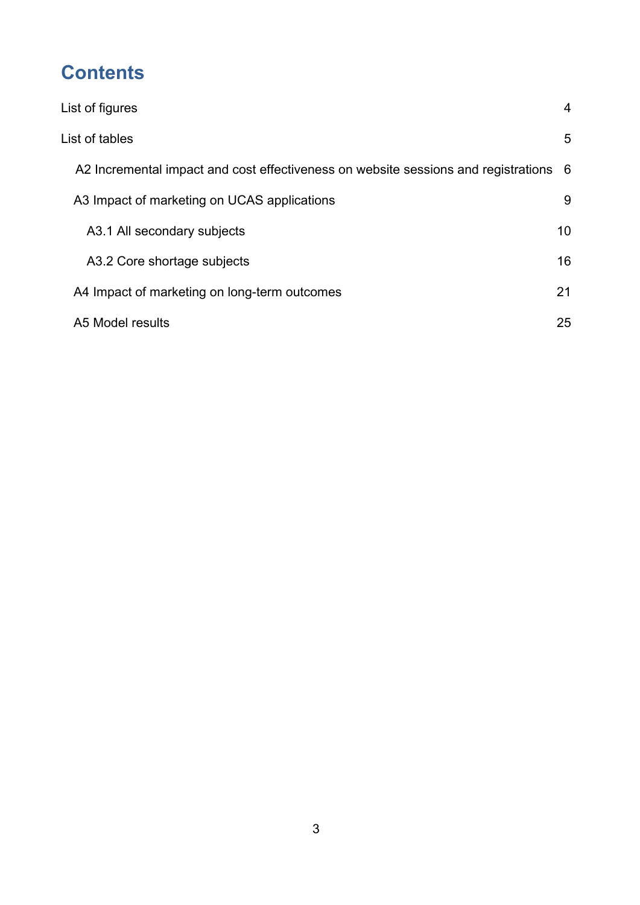# Contents

List of figures 4

List of tables 5

A2 Incremental impact and cost effectiveness on website sessions and registrations 6

A3 Impact of marketing on UCAS applications 9

A3.1 All secondary subjects 10

A3.2 Core shortage subjects 16

A4 Impact of marketing on long-term outcomes 21

A5 Model results 25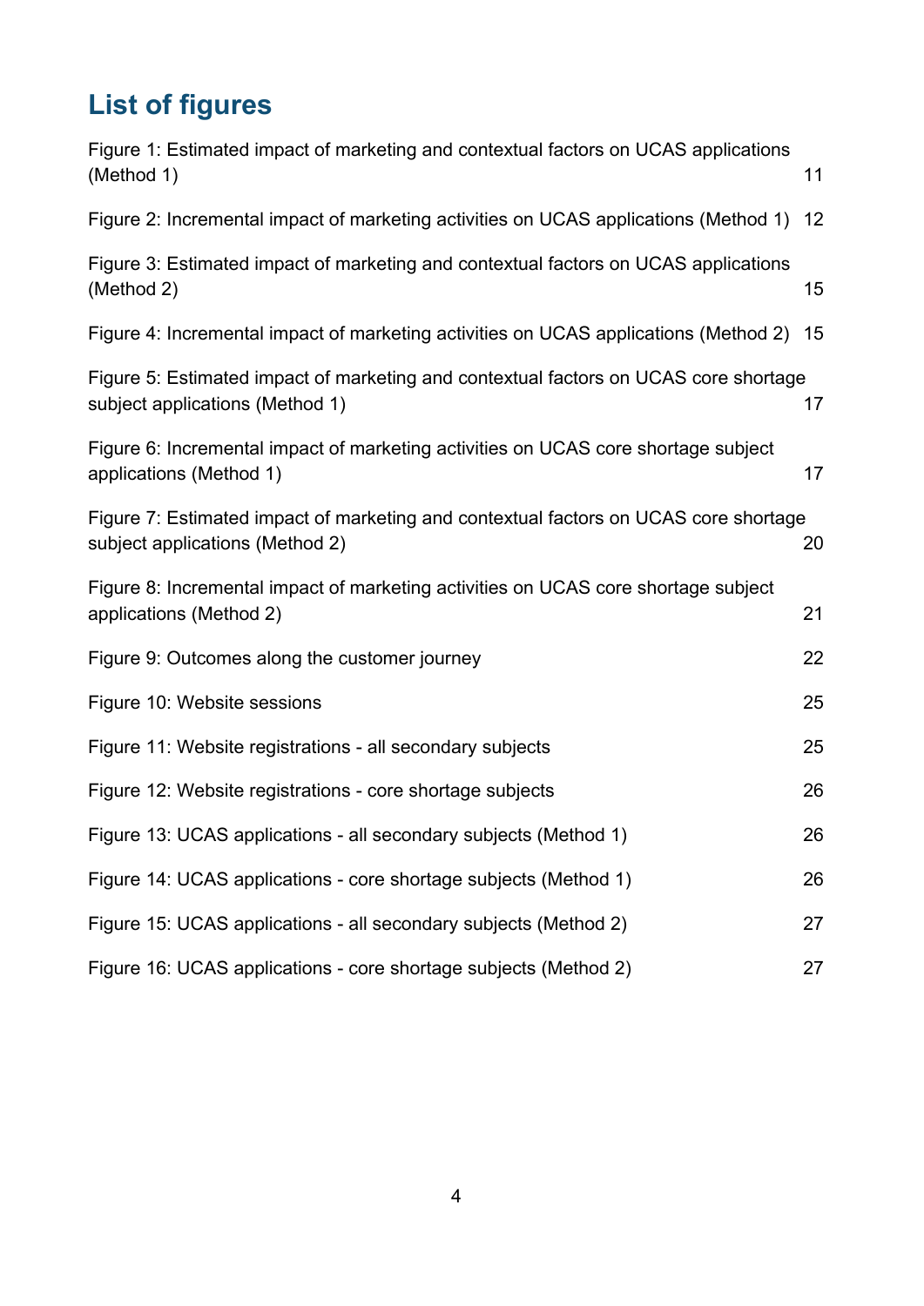## List of figures

Figure 1: Estimated impact of marketing and contextual factors on UCAS applications (Method 1) 11

Figure 2: Incremental impact of marketing activities on UCAS applications (Method 1) 12

Figure 3: Estimated impact of marketing and contextual factors on UCAS applications (Method 2) 15

Figure 4: Incremental impact of marketing activities on UCAS applications (Method 2) 15

Figure 5: Estimated impact of marketing and contextual factors on UCAS core shortage subject applications (Method 1) 17

Figure 6: Incremental impact of marketing activities on UCAS core shortage subject applications (Method 1) 17

Figure 7: Estimated impact of marketing and contextual factors on UCAS core shortage subject applications (Method 2) 20

Figure 8: Incremental impact of marketing activities on UCAS core shortage subject applications (Method 2) 21

Figure 9: Outcomes along the customer journey 22

Figure 10: Website sessions 25

Figure 11: Website registrations - all secondary subjects 25

Figure 12: Website registrations - core shortage subjects 26

Figure 13: UCAS applications - all secondary subjects (Method 1) 26

Figure 14: UCAS applications - core shortage subjects (Method 1) 26

Figure 15: UCAS applications - all secondary subjects (Method 2) 27

Figure 16: UCAS applications - core shortage subjects (Method 2) 27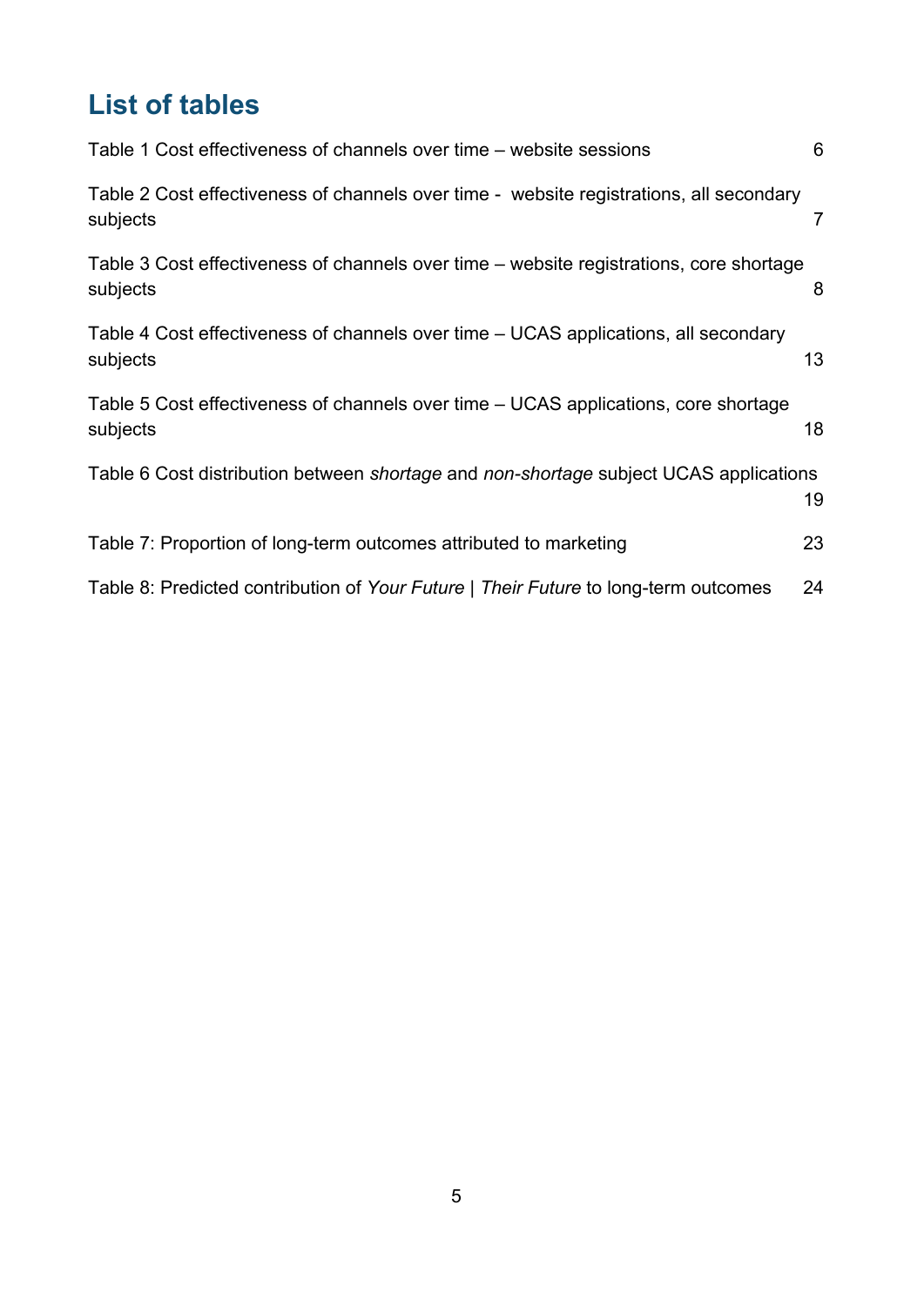## List of tables

Table 1 Cost effectiveness of channels over time – website sessions 6

Table 2 Cost effectiveness of channels over time - website registrations, all secondary subjects 7

Table 3 Cost effectiveness of channels over time – website registrations, core shortage subjects 8

Table 4 Cost effectiveness of channels over time – UCAS applications, all secondary subjects 13

Table 5 Cost effectiveness of channels over time – UCAS applications, core shortage subjects 18

Table 6 Cost distribution between *shortage* and *non-shortage* subject UCAS applications 19

Table 7: Proportion of long-term outcomes attributed to marketing 23

Table 8: Predicted contribution of *Your Future* | *Their Future* to long-term outcomes 24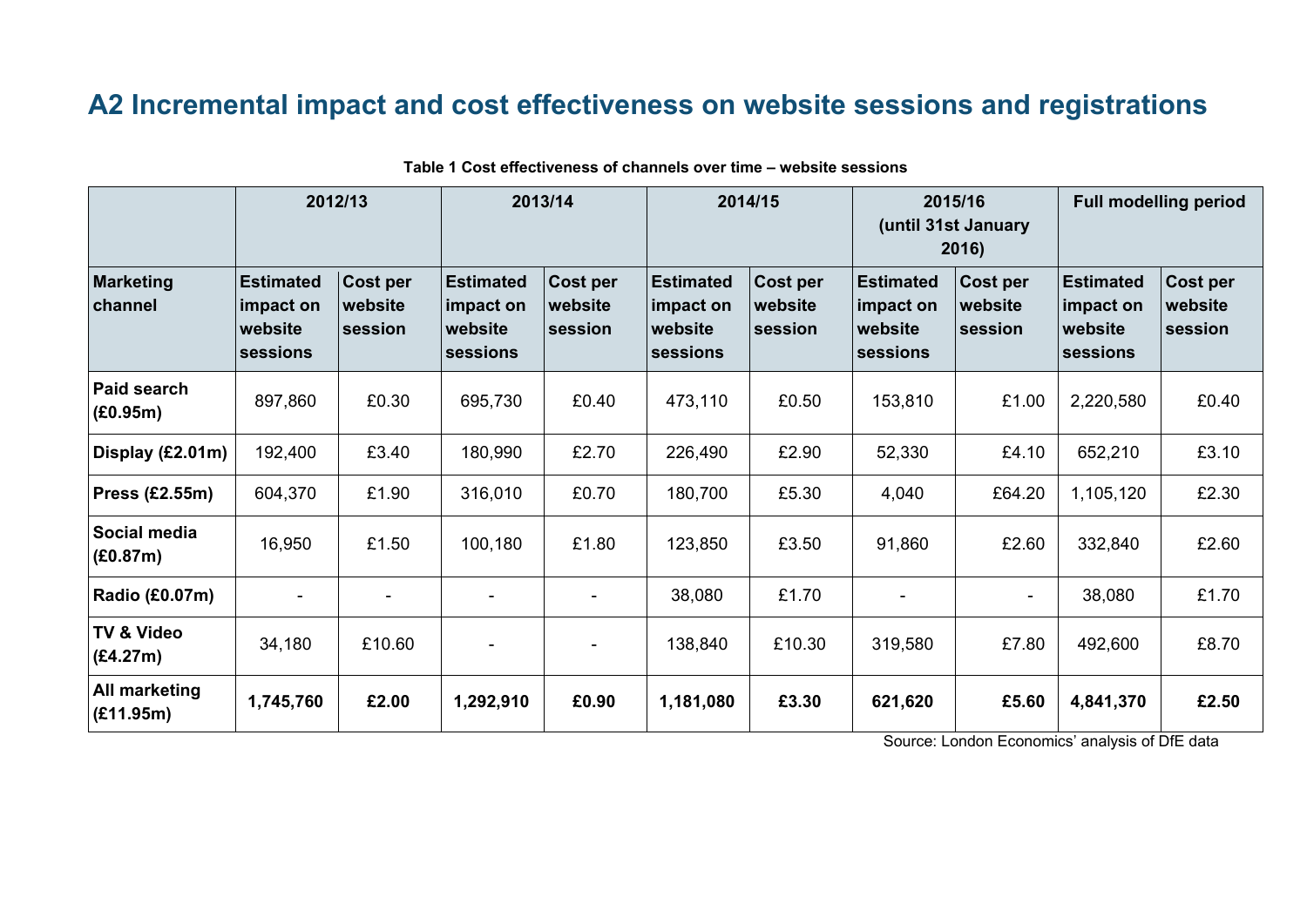## A2 Incremental impact and cost effectiveness on website sessions and registrations

**Table 1 Cost effectiveness of channels over time – website sessions**

| | 2012/13 | | 2013/14 | | 2014/15 | | 2015/16 (until 31st January 2016) | | Full modelling period | |
|---|---|---|---|---|---|---|---|---|---|---|
| **Marketing channel** | **Estimated impact on website sessions** | **Cost per website session** | **Estimated impact on website sessions** | **Cost per website session** | **Estimated impact on website sessions** | **Cost per website session** | **Estimated impact on website sessions** | **Cost per website session** | **Estimated impact on website sessions** | **Cost per website session** |
| **Paid search (£0.95m)** | 897,860 | £0.30 | 695,730 | £0.40 | 473,110 | £0.50 | 153,810 | £1.00 | 2,220,580 | £0.40 |
| **Display (£2.01m)** | 192,400 | £3.40 | 180,990 | £2.70 | 226,490 | £2.90 | 52,330 | £4.10 | 652,210 | £3.10 |
| **Press (£2.55m)** | 604,370 | £1.90 | 316,010 | £0.70 | 180,700 | £5.30 | 4,040 | £64.20 | 1,105,120 | £2.30 |
| **Social media (£0.87m)** | 16,950 | £1.50 | 100,180 | £1.80 | 123,850 | £3.50 | 91,860 | £2.60 | 332,840 | £2.60 |
| **Radio (£0.07m)** | - | - | - | - | 38,080 | £1.70 | - | - | 38,080 | £1.70 |
| **TV & Video (£4.27m)** | 34,180 | £10.60 | - | - | 138,840 | £10.30 | 319,580 | £7.80 | 492,600 | £8.70 |
| **All marketing (£11.95m)** | **1,745,760** | **£2.00** | **1,292,910** | **£0.90** | **1,181,080** | **£3.30** | **621,620** | **£5.60** | **4,841,370** | **£2.50** |

Source: London Economics' analysis of DfE data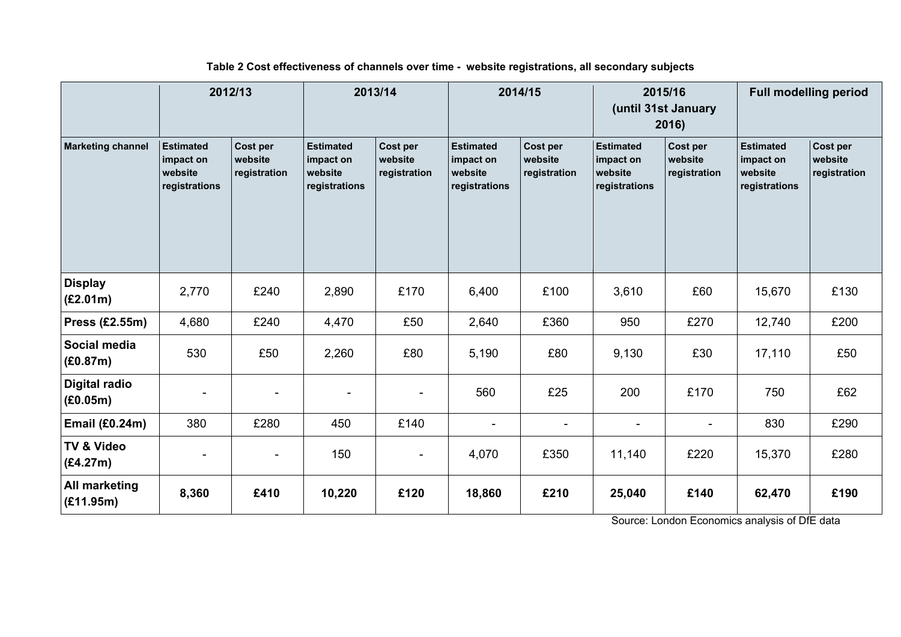**Table 2 Cost effectiveness of channels over time - website registrations, all secondary subjects**

| | 2012/13 | | 2013/14 | | 2014/15 | | 2015/16 (until 31st January 2016) | | Full modelling period | |
|---|---|---|---|---|---|---|---|---|---|---|
| **Marketing channel** | **Estimated impact on website registrations** | **Cost per website registration** | **Estimated impact on website registrations** | **Cost per website registration** | **Estimated impact on website registrations** | **Cost per website registration** | **Estimated impact on website registrations** | **Cost per website registration** | **Estimated impact on website registrations** | **Cost per website registration** |
| **Display (£2.01m)** | 2,770 | £240 | 2,890 | £170 | 6,400 | £100 | 3,610 | £60 | 15,670 | £130 |
| **Press (£2.55m)** | 4,680 | £240 | 4,470 | £50 | 2,640 | £360 | 950 | £270 | 12,740 | £200 |
| **Social media (£0.87m)** | 530 | £50 | 2,260 | £80 | 5,190 | £80 | 9,130 | £30 | 17,110 | £50 |
| **Digital radio (£0.05m)** | - | - | - | - | 560 | £25 | 200 | £170 | 750 | £62 |
| **Email (£0.24m)** | 380 | £280 | 450 | £140 | - | - | - | - | 830 | £290 |
| **TV & Video (£4.27m)** | - | - | 150 | - | 4,070 | £350 | 11,140 | £220 | 15,370 | £280 |
| **All marketing (£11.95m)** | **8,360** | **£410** | **10,220** | **£120** | **18,860** | **£210** | **25,040** | **£140** | **62,470** | **£190** |

Source: London Economics analysis of DfE data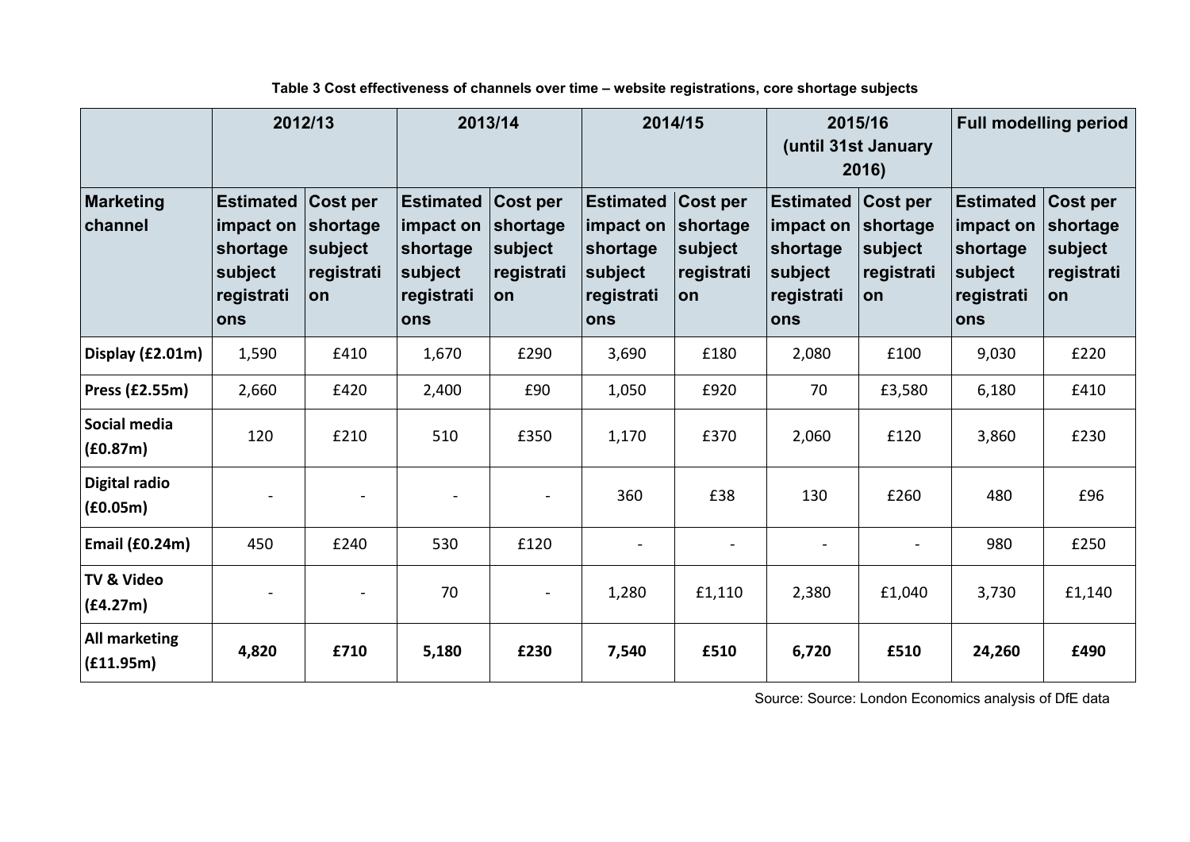**Table 3 Cost effectiveness of channels over time – website registrations, core shortage subjects**

| | 2012/13 | | 2013/14 | | 2014/15 | | 2015/16 (until 31st January 2016) | | Full modelling period | |
|---|---|---|---|---|---|---|---|---|---|---|
| **Marketing channel** | **Estimated impact on shortage subject registrations** | **Cost per shortage subject registration** | **Estimated impact on shortage subject registrations** | **Cost per shortage subject registration** | **Estimated impact on shortage subject registrations** | **Cost per shortage subject registration** | **Estimated impact on shortage subject registrations** | **Cost per shortage subject registration** | **Estimated impact on shortage subject registrations** | **Cost per shortage subject registration** |
| **Display (£2.01m)** | 1,590 | £410 | 1,670 | £290 | 3,690 | £180 | 2,080 | £100 | 9,030 | £220 |
| **Press (£2.55m)** | 2,660 | £420 | 2,400 | £90 | 1,050 | £920 | 70 | £3,580 | 6,180 | £410 |
| **Social media (£0.87m)** | 120 | £210 | 510 | £350 | 1,170 | £370 | 2,060 | £120 | 3,860 | £230 |
| **Digital radio (£0.05m)** | - | - | - | - | 360 | £38 | 130 | £260 | 480 | £96 |
| **Email (£0.24m)** | 450 | £240 | 530 | £120 | - | - | - | - | 980 | £250 |
| **TV & Video (£4.27m)** | - | - | 70 | - | 1,280 | £1,110 | 2,380 | £1,040 | 3,730 | £1,140 |
| **All marketing (£11.95m)** | **4,820** | **£710** | **5,180** | **£230** | **7,540** | **£510** | **6,720** | **£510** | **24,260** | **£490** |

Source: Source: London Economics analysis of DfE data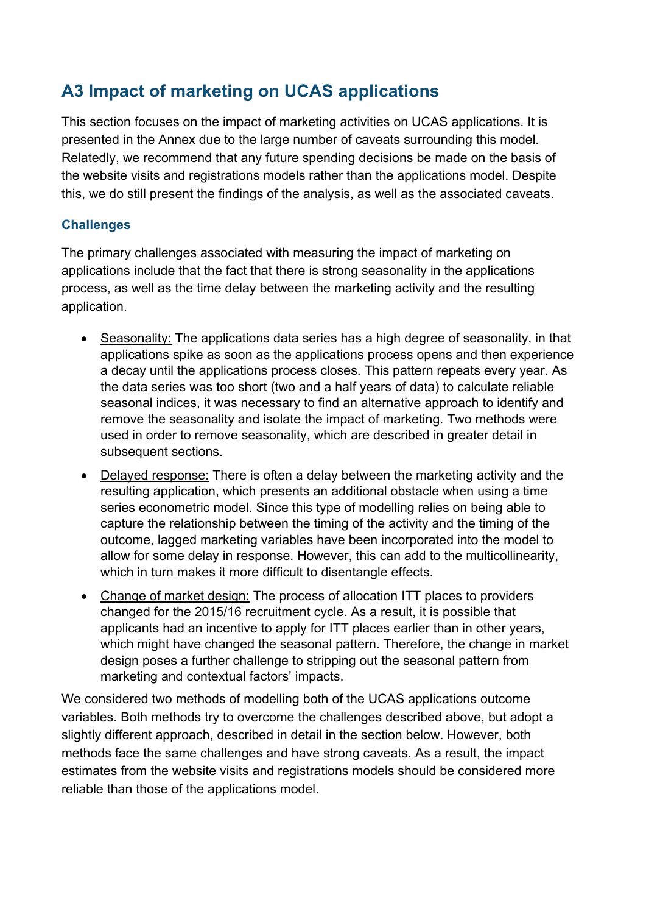## A3 Impact of marketing on UCAS applications

This section focuses on the impact of marketing activities on UCAS applications. It is presented in the Annex due to the large number of caveats surrounding this model. Relatedly, we recommend that any future spending decisions be made on the basis of the website visits and registrations models rather than the applications model. Despite this, we do still present the findings of the analysis, as well as the associated caveats.

### Challenges

The primary challenges associated with measuring the impact of marketing on applications include that the fact that there is strong seasonality in the applications process, as well as the time delay between the marketing activity and the resulting application.

- Seasonality: The applications data series has a high degree of seasonality, in that applications spike as soon as the applications process opens and then experience a decay until the applications process closes. This pattern repeats every year. As the data series was too short (two and a half years of data) to calculate reliable seasonal indices, it was necessary to find an alternative approach to identify and remove the seasonality and isolate the impact of marketing. Two methods were used in order to remove seasonality, which are described in greater detail in subsequent sections.
- Delayed response: There is often a delay between the marketing activity and the resulting application, which presents an additional obstacle when using a time series econometric model. Since this type of modelling relies on being able to capture the relationship between the timing of the activity and the timing of the outcome, lagged marketing variables have been incorporated into the model to allow for some delay in response. However, this can add to the multicollinearity, which in turn makes it more difficult to disentangle effects.
- Change of market design: The process of allocation ITT places to providers changed for the 2015/16 recruitment cycle. As a result, it is possible that applicants had an incentive to apply for ITT places earlier than in other years, which might have changed the seasonal pattern. Therefore, the change in market design poses a further challenge to stripping out the seasonal pattern from marketing and contextual factors' impacts.

We considered two methods of modelling both of the UCAS applications outcome variables. Both methods try to overcome the challenges described above, but adopt a slightly different approach, described in detail in the section below. However, both methods face the same challenges and have strong caveats. As a result, the impact estimates from the website visits and registrations models should be considered more reliable than those of the applications model.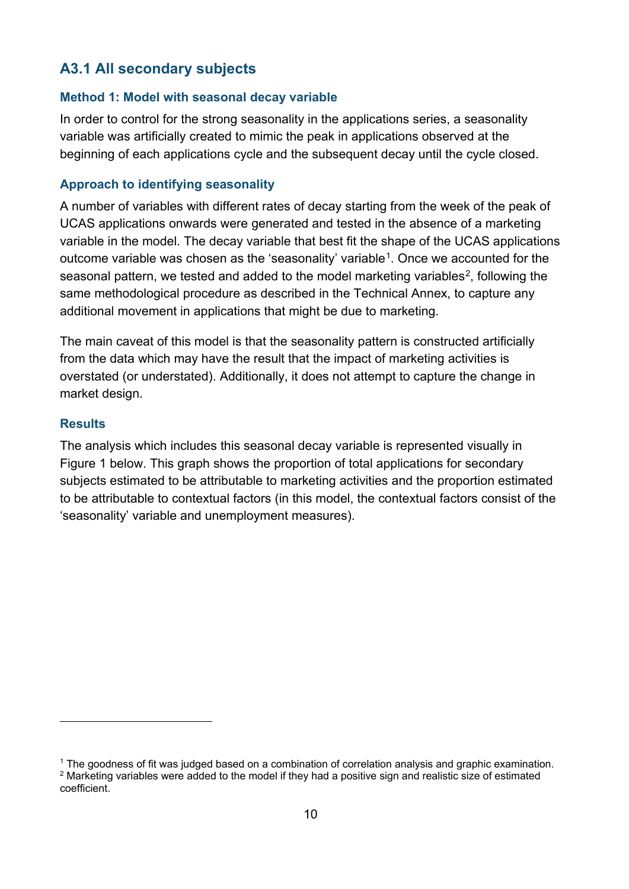## A3.1 All secondary subjects

### Method 1: Model with seasonal decay variable

In order to control for the strong seasonality in the applications series, a seasonality variable was artificially created to mimic the peak in applications observed at the beginning of each applications cycle and the subsequent decay until the cycle closed.

### Approach to identifying seasonality

A number of variables with different rates of decay starting from the week of the peak of UCAS applications onwards were generated and tested in the absence of a marketing variable in the model. The decay variable that best fit the shape of the UCAS applications outcome variable was chosen as the 'seasonality' variable[1]. Once we accounted for the seasonal pattern, we tested and added to the model marketing variables[2], following the same methodological procedure as described in the Technical Annex, to capture any additional movement in applications that might be due to marketing.

The main caveat of this model is that the seasonality pattern is constructed artificially from the data which may have the result that the impact of marketing activities is overstated (or understated). Additionally, it does not attempt to capture the change in market design.

### Results

The analysis which includes this seasonal decay variable is represented visually in Figure 1 below. This graph shows the proportion of total applications for secondary subjects estimated to be attributable to marketing activities and the proportion estimated to be attributable to contextual factors (in this model, the contextual factors consist of the 'seasonality' variable and unemployment measures).

---

[1] The goodness of fit was judged based on a combination of correlation analysis and graphic examination.

[2] Marketing variables were added to the model if they had a positive sign and realistic size of estimated coefficient.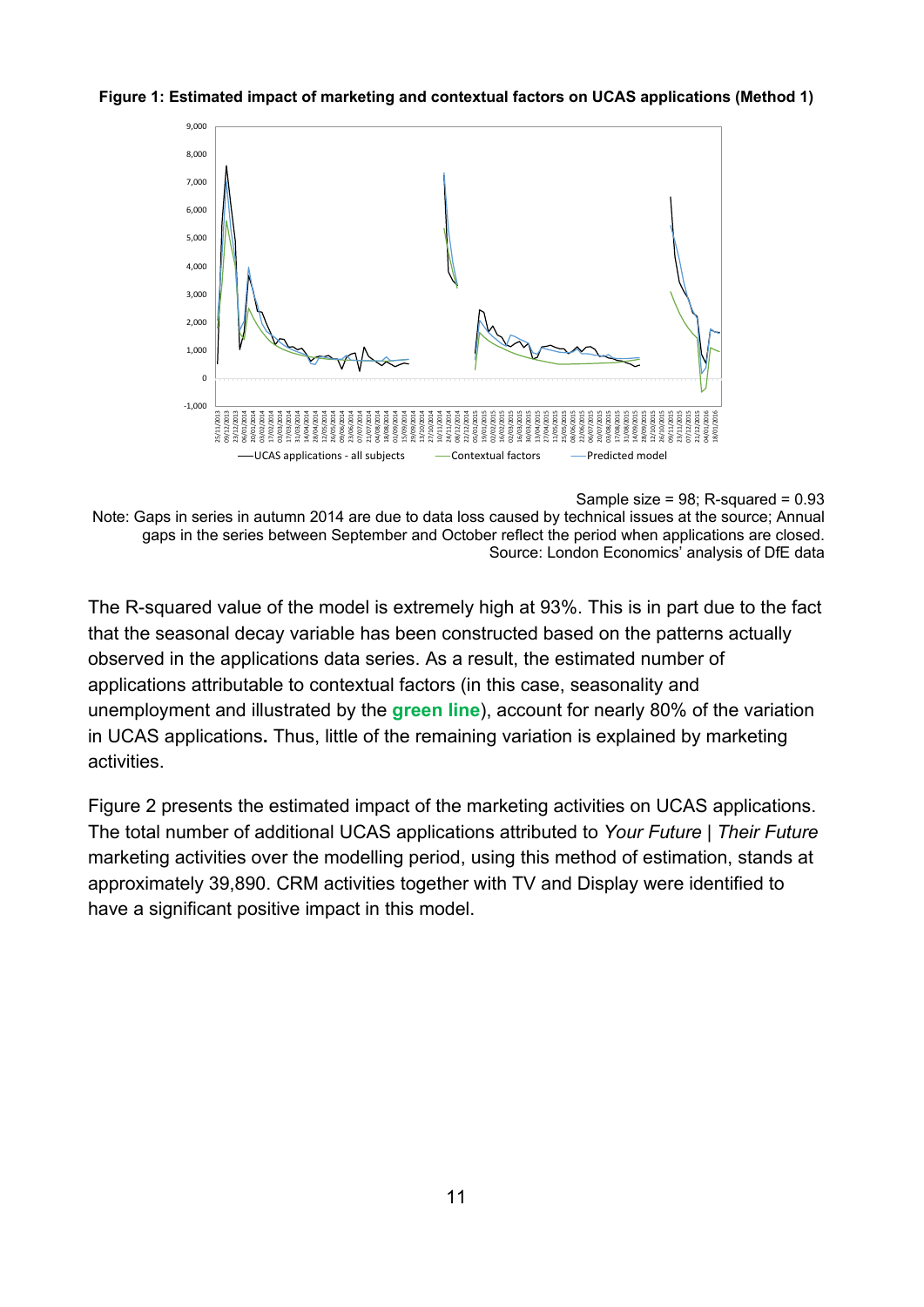**Figure 1: Estimated impact of marketing and contextual factors on UCAS applications (Method 1)**

Sample size = 98; R-squared = 0.93

Note: Gaps in series in autumn 2014 are due to data loss caused by technical issues at the source; Annual gaps in the series between September and October reflect the period when applications are closed.

Source: London Economics' analysis of DfE data

The R-squared value of the model is extremely high at 93%. This is in part due to the fact that the seasonal decay variable has been constructed based on the patterns actually observed in the applications data series. As a result, the estimated number of applications attributable to contextual factors (in this case, seasonality and unemployment and illustrated by the **green line**), account for nearly 80% of the variation in UCAS applications**.** Thus, little of the remaining variation is explained by marketing activities.

Figure 2 presents the estimated impact of the marketing activities on UCAS applications. The total number of additional UCAS applications attributed to *Your Future | Their Future* marketing activities over the modelling period, using this method of estimation, stands at approximately 39,890. CRM activities together with TV and Display were identified to have a significant positive impact in this model.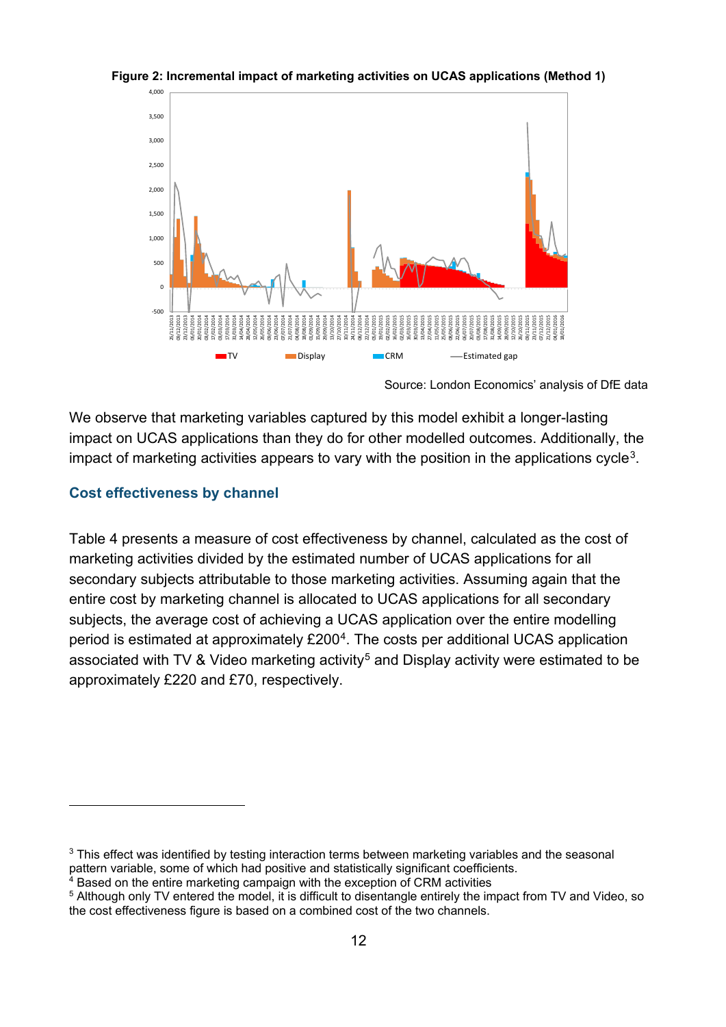**Figure 2: Incremental impact of marketing activities on UCAS applications (Method 1)**

Source: London Economics' analysis of DfE data

We observe that marketing variables captured by this model exhibit a longer-lasting impact on UCAS applications than they do for other modelled outcomes. Additionally, the impact of marketing activities appears to vary with the position in the applications cycle[3].

### Cost effectiveness by channel

Table 4 presents a measure of cost effectiveness by channel, calculated as the cost of marketing activities divided by the estimated number of UCAS applications for all secondary subjects attributable to those marketing activities. Assuming again that the entire cost by marketing channel is allocated to UCAS applications for all secondary subjects, the average cost of achieving a UCAS application over the entire modelling period is estimated at approximately £200[4]. The costs per additional UCAS application associated with TV & Video marketing activity[5] and Display activity were estimated to be approximately £220 and £70, respectively.

---

[3] This effect was identified by testing interaction terms between marketing variables and the seasonal pattern variable, some of which had positive and statistically significant coefficients.

[4] Based on the entire marketing campaign with the exception of CRM activities

[5] Although only TV entered the model, it is difficult to disentangle entirely the impact from TV and Video, so the cost effectiveness figure is based on a combined cost of the two channels.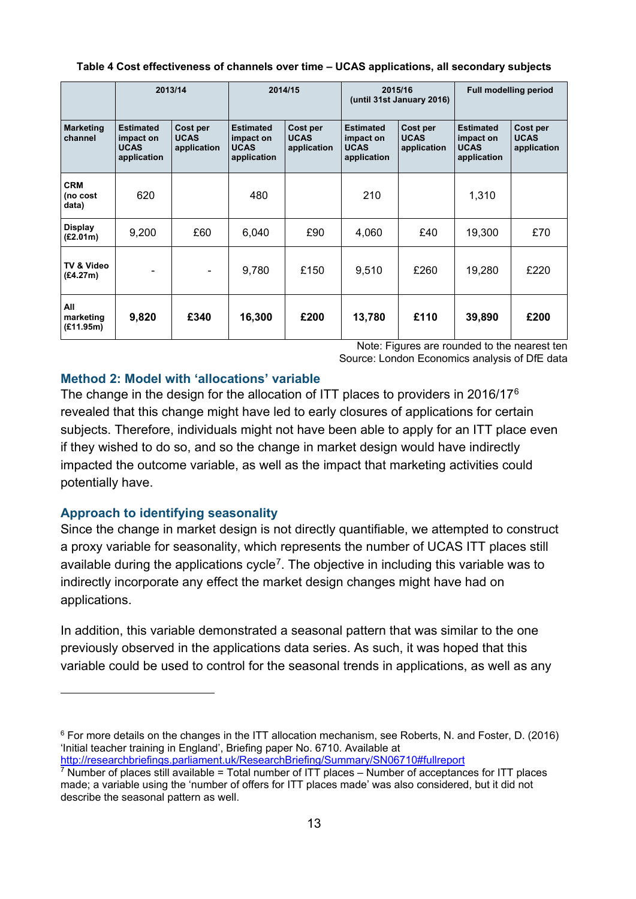**Table 4 Cost effectiveness of channels over time – UCAS applications, all secondary subjects**

| | 2013/14 | | 2014/15 | | 2015/16 (until 31st January 2016) | | Full modelling period | |
|---|---|---|---|---|---|---|---|---|
| **Marketing channel** | **Estimated impact on UCAS application** | **Cost per UCAS application** | **Estimated impact on UCAS application** | **Cost per UCAS application** | **Estimated impact on UCAS application** | **Cost per UCAS application** | **Estimated impact on UCAS application** | **Cost per UCAS application** |
| **CRM (no cost data)** | 620 | | 480 | | 210 | | 1,310 | |
| **Display (£2.01m)** | 9,200 | £60 | 6,040 | £90 | 4,060 | £40 | 19,300 | £70 |
| **TV & Video (£4.27m)** | - | - | 9,780 | £150 | 9,510 | £260 | 19,280 | £220 |
| **All marketing (£11.95m)** | **9,820** | **£340** | **16,300** | **£200** | **13,780** | **£110** | **39,890** | **£200** |

Note: Figures are rounded to the nearest ten
Source: London Economics analysis of DfE data

### Method 2: Model with 'allocations' variable

The change in the design for the allocation of ITT places to providers in 2016/17[6] revealed that this change might have led to early closures of applications for certain subjects. Therefore, individuals might not have been able to apply for an ITT place even if they wished to do so, and so the change in market design would have indirectly impacted the outcome variable, as well as the impact that marketing activities could potentially have.

### Approach to identifying seasonality

Since the change in market design is not directly quantifiable, we attempted to construct a proxy variable for seasonality, which represents the number of UCAS ITT places still available during the applications cycle[7]. The objective in including this variable was to indirectly incorporate any effect the market design changes might have had on applications.

In addition, this variable demonstrated a seasonal pattern that was similar to the one previously observed in the applications data series. As such, it was hoped that this variable could be used to control for the seasonal trends in applications, as well as any

---

[6] For more details on the changes in the ITT allocation mechanism, see Roberts, N. and Foster, D. (2016) 'Initial teacher training in England', Briefing paper No. 6710. Available at http://researchbriefings.parliament.uk/ResearchBriefing/Summary/SN06710#fullreport

[7] Number of places still available = Total number of ITT places – Number of acceptances for ITT places made; a variable using the 'number of offers for ITT places made' was also considered, but it did not describe the seasonal pattern as well.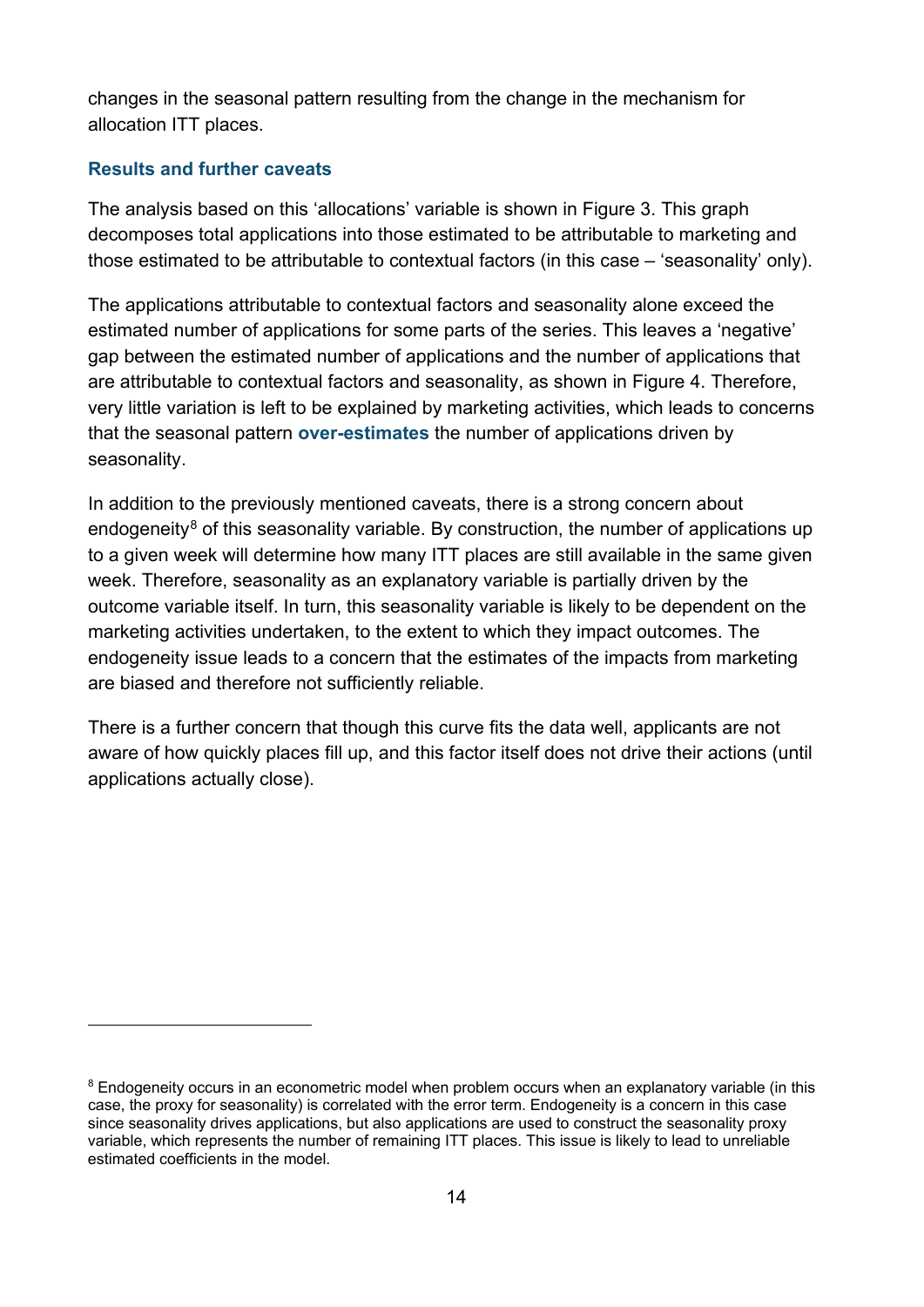changes in the seasonal pattern resulting from the change in the mechanism for allocation ITT places.

### Results and further caveats

The analysis based on this 'allocations' variable is shown in Figure 3. This graph decomposes total applications into those estimated to be attributable to marketing and those estimated to be attributable to contextual factors (in this case – 'seasonality' only).

The applications attributable to contextual factors and seasonality alone exceed the estimated number of applications for some parts of the series. This leaves a 'negative' gap between the estimated number of applications and the number of applications that are attributable to contextual factors and seasonality, as shown in Figure 4. Therefore, very little variation is left to be explained by marketing activities, which leads to concerns that the seasonal pattern **over-estimates** the number of applications driven by seasonality.

In addition to the previously mentioned caveats, there is a strong concern about endogeneity[8] of this seasonality variable. By construction, the number of applications up to a given week will determine how many ITT places are still available in the same given week. Therefore, seasonality as an explanatory variable is partially driven by the outcome variable itself. In turn, this seasonality variable is likely to be dependent on the marketing activities undertaken, to the extent to which they impact outcomes. The endogeneity issue leads to a concern that the estimates of the impacts from marketing are biased and therefore not sufficiently reliable.

There is a further concern that though this curve fits the data well, applicants are not aware of how quickly places fill up, and this factor itself does not drive their actions (until applications actually close).

---

[8] Endogeneity occurs in an econometric model when problem occurs when an explanatory variable (in this case, the proxy for seasonality) is correlated with the error term. Endogeneity is a concern in this case since seasonality drives applications, but also applications are used to construct the seasonality proxy variable, which represents the number of remaining ITT places. This issue is likely to lead to unreliable estimated coefficients in the model.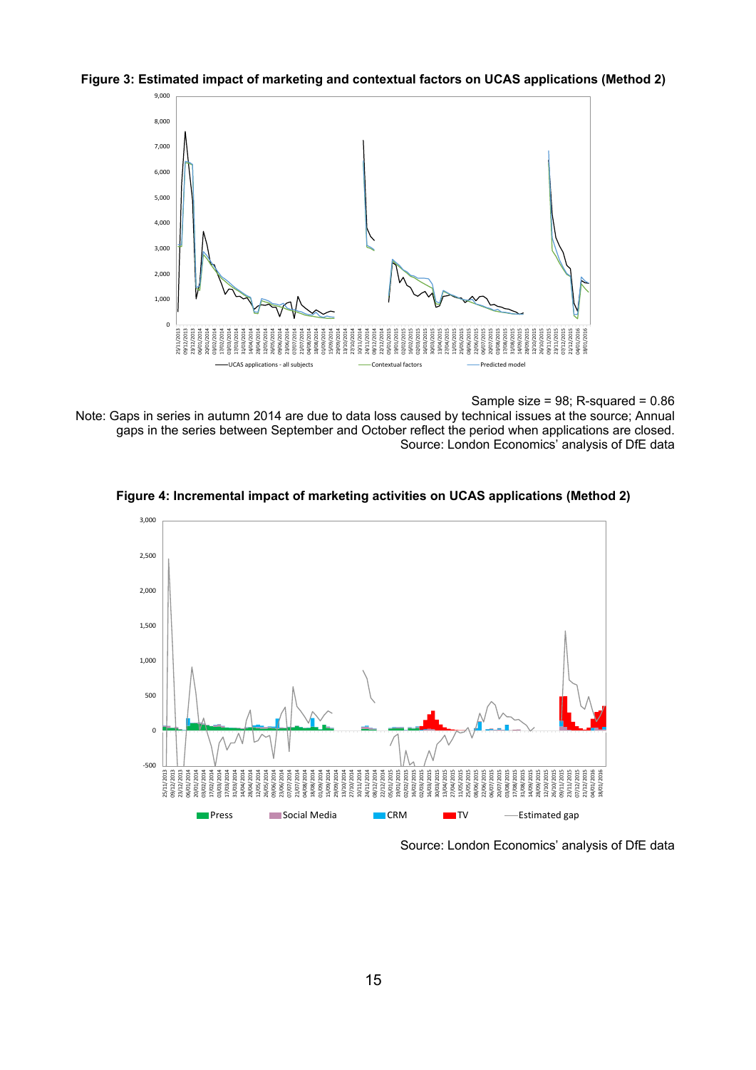**Figure 3: Estimated impact of marketing and contextual factors on UCAS applications (Method 2)**

Sample size = 98; R-squared = 0.86

Note: Gaps in series in autumn 2014 are due to data loss caused by technical issues at the source; Annual gaps in the series between September and October reflect the period when applications are closed.

Source: London Economics' analysis of DfE data

**Figure 4: Incremental impact of marketing activities on UCAS applications (Method 2)**

Source: London Economics' analysis of DfE data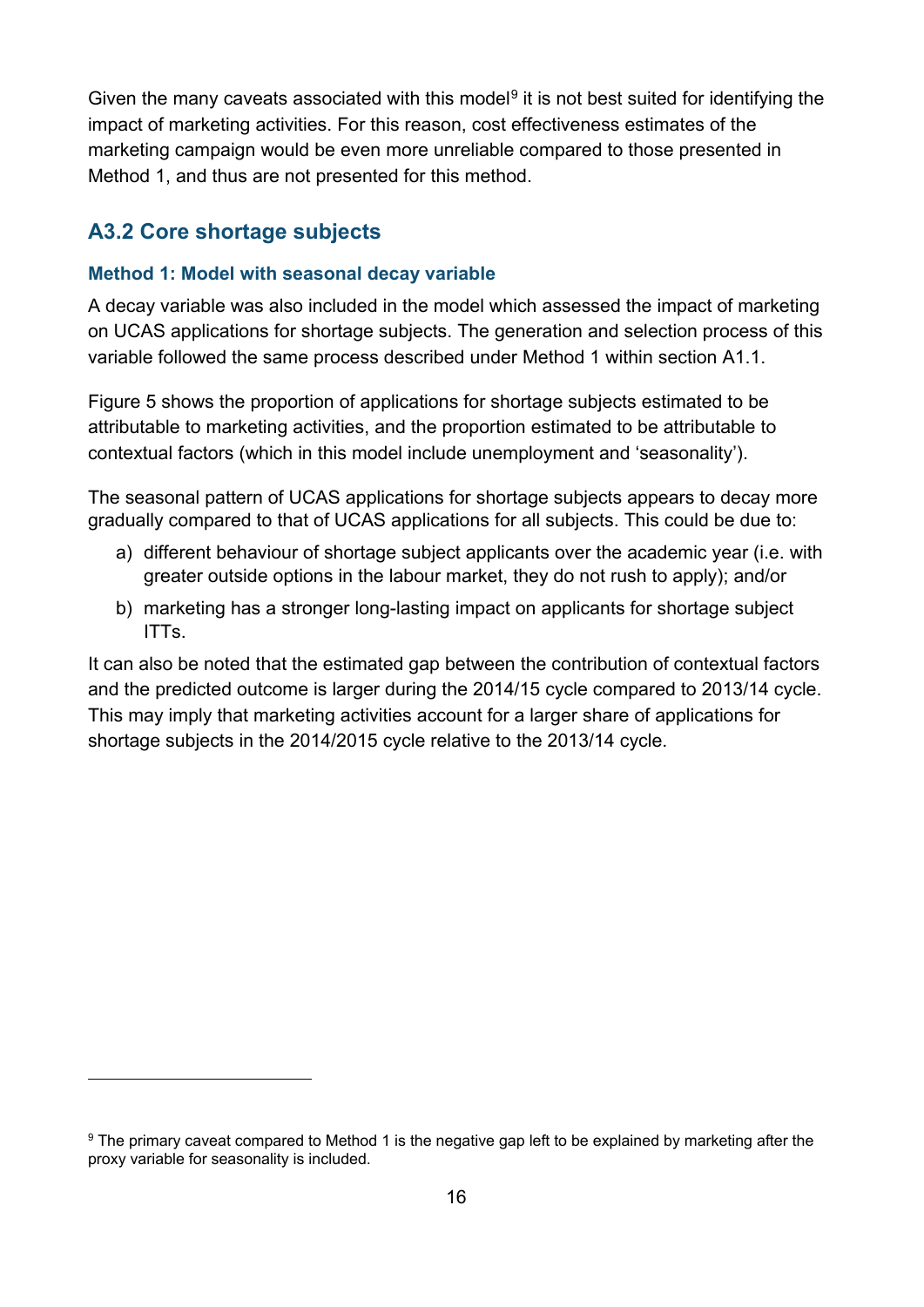Given the many caveats associated with this model[9] it is not best suited for identifying the impact of marketing activities. For this reason, cost effectiveness estimates of the marketing campaign would be even more unreliable compared to those presented in Method 1, and thus are not presented for this method.

## A3.2 Core shortage subjects

### Method 1: Model with seasonal decay variable

A decay variable was also included in the model which assessed the impact of marketing on UCAS applications for shortage subjects. The generation and selection process of this variable followed the same process described under Method 1 within section A1.1.

Figure 5 shows the proportion of applications for shortage subjects estimated to be attributable to marketing activities, and the proportion estimated to be attributable to contextual factors (which in this model include unemployment and 'seasonality').

The seasonal pattern of UCAS applications for shortage subjects appears to decay more gradually compared to that of UCAS applications for all subjects. This could be due to:

a) different behaviour of shortage subject applicants over the academic year (i.e. with greater outside options in the labour market, they do not rush to apply); and/or
b) marketing has a stronger long-lasting impact on applicants for shortage subject ITTs.

It can also be noted that the estimated gap between the contribution of contextual factors and the predicted outcome is larger during the 2014/15 cycle compared to 2013/14 cycle. This may imply that marketing activities account for a larger share of applications for shortage subjects in the 2014/2015 cycle relative to the 2013/14 cycle.

[9] The primary caveat compared to Method 1 is the negative gap left to be explained by marketing after the proxy variable for seasonality is included.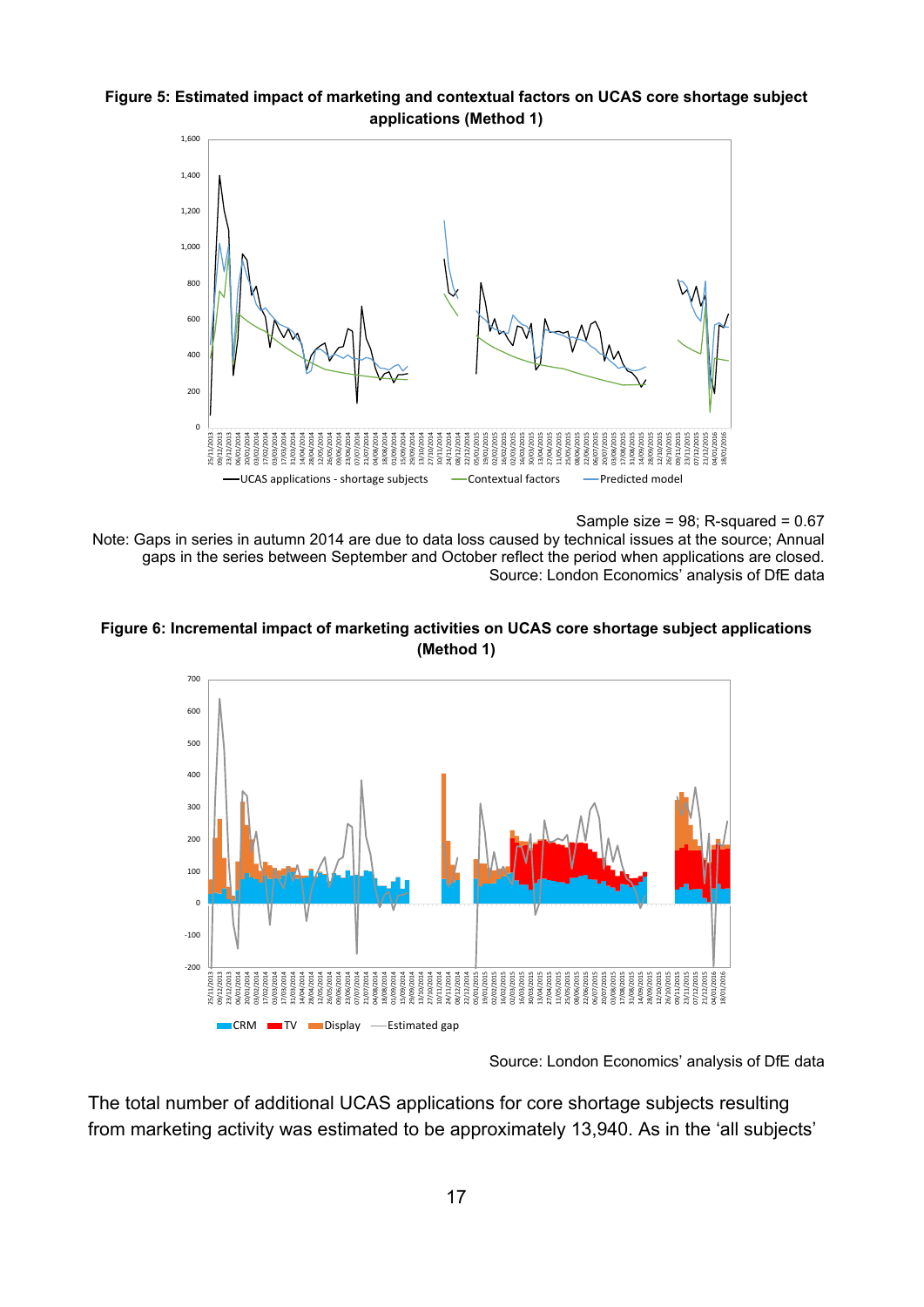**Figure 5: Estimated impact of marketing and contextual factors on UCAS core shortage subject applications (Method 1)**

Sample size = 98; R-squared = 0.67

Note: Gaps in series in autumn 2014 are due to data loss caused by technical issues at the source; Annual gaps in the series between September and October reflect the period when applications are closed.

Source: London Economics' analysis of DfE data

**Figure 6: Incremental impact of marketing activities on UCAS core shortage subject applications (Method 1)**

Source: London Economics' analysis of DfE data

The total number of additional UCAS applications for core shortage subjects resulting from marketing activity was estimated to be approximately 13,940. As in the 'all subjects'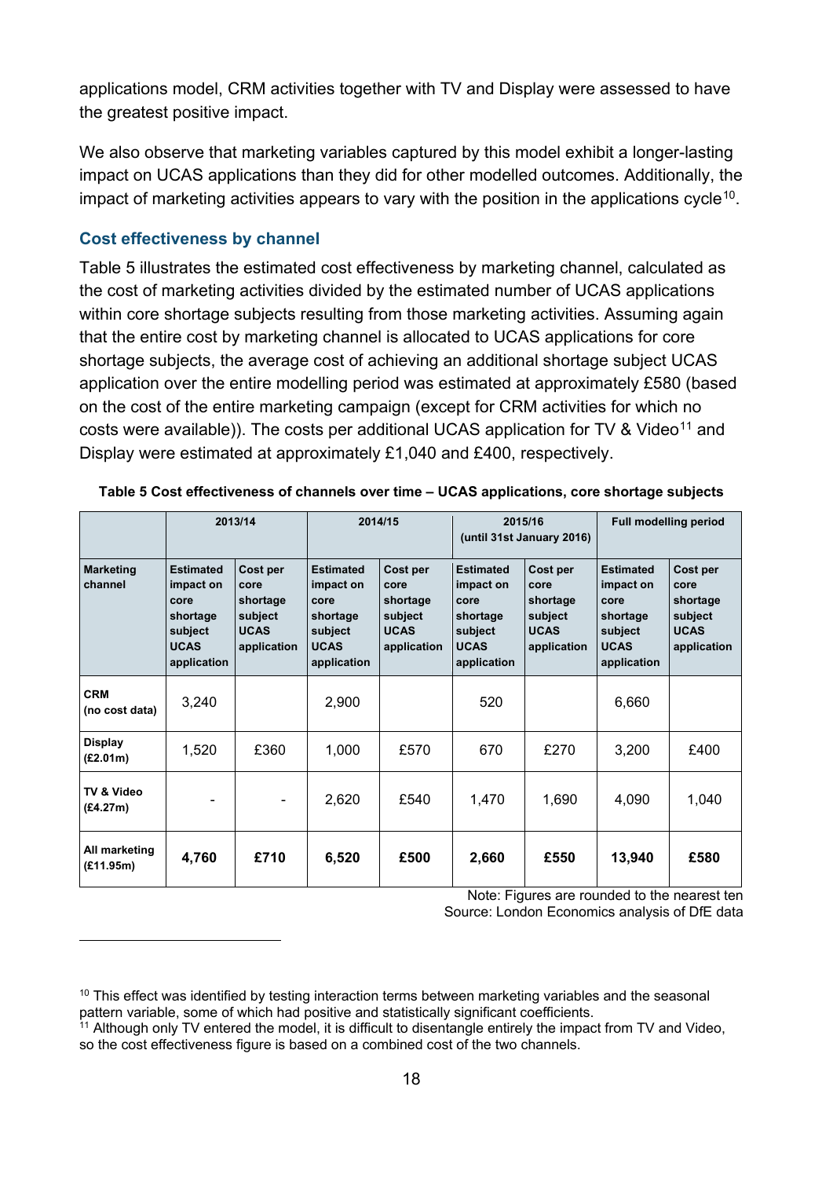applications model, CRM activities together with TV and Display were assessed to have the greatest positive impact.

We also observe that marketing variables captured by this model exhibit a longer-lasting impact on UCAS applications than they did for other modelled outcomes. Additionally, the impact of marketing activities appears to vary with the position in the applications cycle[10].

### Cost effectiveness by channel

Table 5 illustrates the estimated cost effectiveness by marketing channel, calculated as the cost of marketing activities divided by the estimated number of UCAS applications within core shortage subjects resulting from those marketing activities. Assuming again that the entire cost by marketing channel is allocated to UCAS applications for core shortage subjects, the average cost of achieving an additional shortage subject UCAS application over the entire modelling period was estimated at approximately £580 (based on the cost of the entire marketing campaign (except for CRM activities for which no costs were available)). The costs per additional UCAS application for TV & Video[11] and Display were estimated at approximately £1,040 and £400, respectively.

**Table 5 Cost effectiveness of channels over time – UCAS applications, core shortage subjects**

| | 2013/14 | | 2014/15 | | 2015/16 (until 31st January 2016) | | Full modelling period | |
|---|---|---|---|---|---|---|---|---|
| **Marketing channel** | **Estimated impact on core shortage subject UCAS application** | **Cost per core shortage subject UCAS application** | **Estimated impact on core shortage subject UCAS application** | **Cost per core shortage subject UCAS application** | **Estimated impact on core shortage subject UCAS application** | **Cost per core shortage subject UCAS application** | **Estimated impact on core shortage subject UCAS application** | **Cost per core shortage subject UCAS application** |
| **CRM (no cost data)** | 3,240 | | 2,900 | | 520 | | 6,660 | |
| **Display (£2.01m)** | 1,520 | £360 | 1,000 | £570 | 670 | £270 | 3,200 | £400 |
| **TV & Video (£4.27m)** | - | - | 2,620 | £540 | 1,470 | 1,690 | 4,090 | 1,040 |
| **All marketing (£11.95m)** | **4,760** | **£710** | **6,520** | **£500** | **2,660** | **£550** | **13,940** | **£580** |

Note: Figures are rounded to the nearest ten
Source: London Economics analysis of DfE data

[10] This effect was identified by testing interaction terms between marketing variables and the seasonal pattern variable, some of which had positive and statistically significant coefficients.

[11] Although only TV entered the model, it is difficult to disentangle entirely the impact from TV and Video, so the cost effectiveness figure is based on a combined cost of the two channels.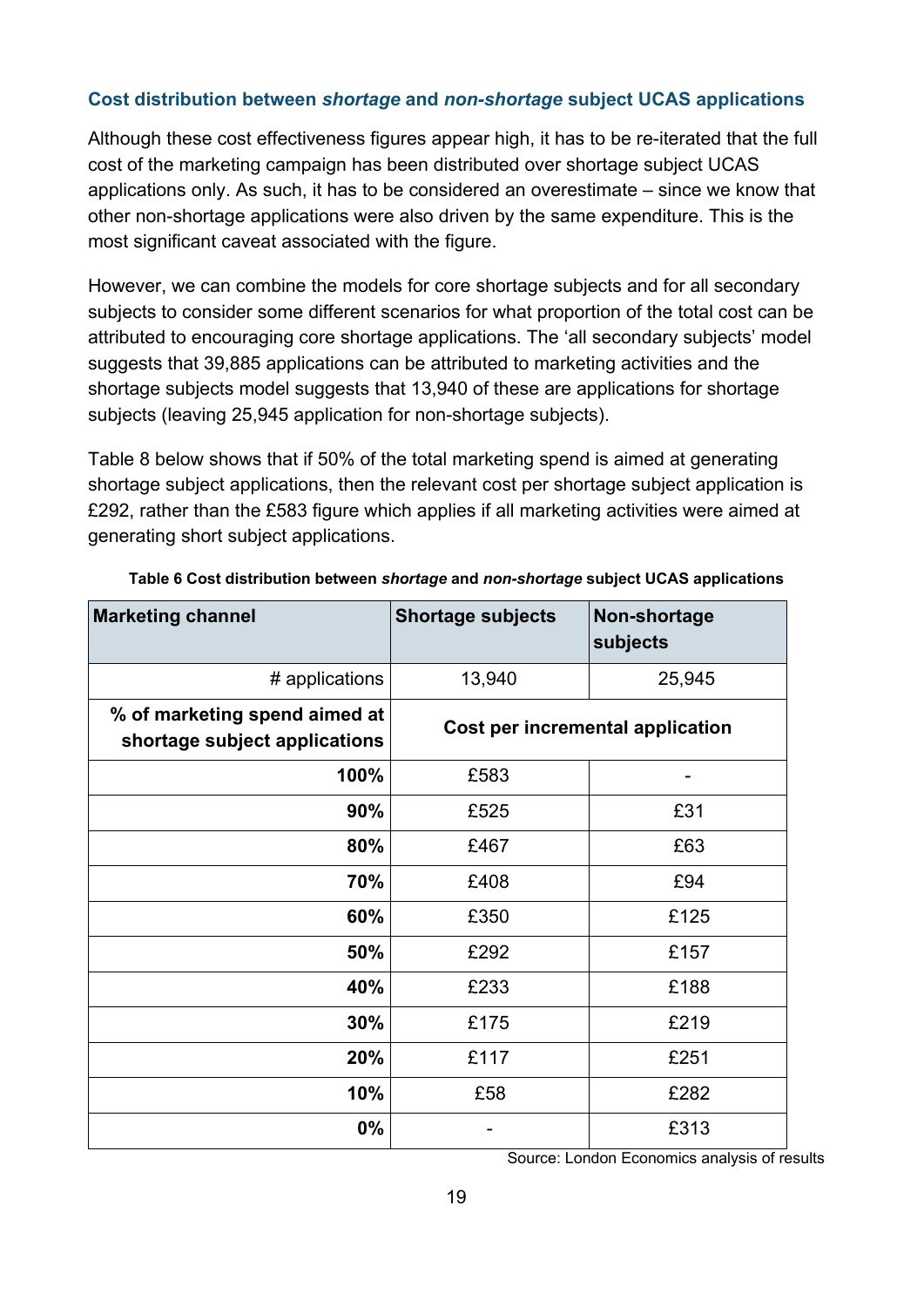### Cost distribution between *shortage* and *non-shortage* subject UCAS applications

Although these cost effectiveness figures appear high, it has to be re-iterated that the full cost of the marketing campaign has been distributed over shortage subject UCAS applications only. As such, it has to be considered an overestimate – since we know that other non-shortage applications were also driven by the same expenditure. This is the most significant caveat associated with the figure.

However, we can combine the models for core shortage subjects and for all secondary subjects to consider some different scenarios for what proportion of the total cost can be attributed to encouraging core shortage applications. The 'all secondary subjects' model suggests that 39,885 applications can be attributed to marketing activities and the shortage subjects model suggests that 13,940 of these are applications for shortage subjects (leaving 25,945 application for non-shortage subjects).

Table 8 below shows that if 50% of the total marketing spend is aimed at generating shortage subject applications, then the relevant cost per shortage subject application is £292, rather than the £583 figure which applies if all marketing activities were aimed at generating short subject applications.

**Table 6 Cost distribution between *shortage* and *non-shortage* subject UCAS applications**

| Marketing channel | Shortage subjects | Non-shortage subjects |
|---|---|---|
| # applications | 13,940 | 25,945 |
| **% of marketing spend aimed at shortage subject applications** | **Cost per incremental application** | |
| **100%** | £583 | - |
| **90%** | £525 | £31 |
| **80%** | £467 | £63 |
| **70%** | £408 | £94 |
| **60%** | £350 | £125 |
| **50%** | £292 | £157 |
| **40%** | £233 | £188 |
| **30%** | £175 | £219 |
| **20%** | £117 | £251 |
| **10%** | £58 | £282 |
| **0%** | - | £313 |

Source: London Economics analysis of results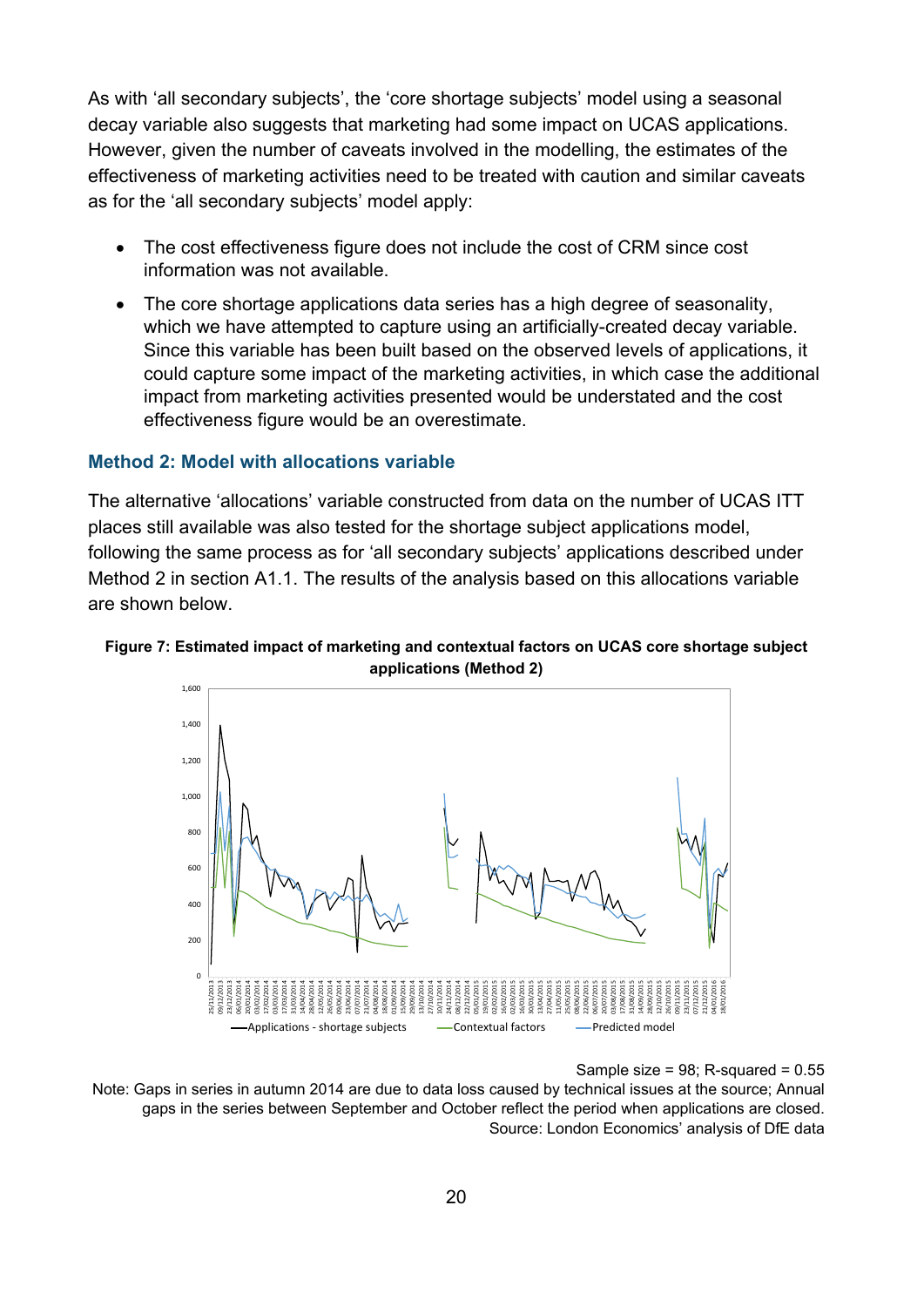As with 'all secondary subjects', the 'core shortage subjects' model using a seasonal decay variable also suggests that marketing had some impact on UCAS applications. However, given the number of caveats involved in the modelling, the estimates of the effectiveness of marketing activities need to be treated with caution and similar caveats as for the 'all secondary subjects' model apply:

- The cost effectiveness figure does not include the cost of CRM since cost information was not available.
- The core shortage applications data series has a high degree of seasonality, which we have attempted to capture using an artificially-created decay variable. Since this variable has been built based on the observed levels of applications, it could capture some impact of the marketing activities, in which case the additional impact from marketing activities presented would be understated and the cost effectiveness figure would be an overestimate.

### Method 2: Model with allocations variable

The alternative 'allocations' variable constructed from data on the number of UCAS ITT places still available was also tested for the shortage subject applications model, following the same process as for 'all secondary subjects' applications described under Method 2 in section A1.1. The results of the analysis based on this allocations variable are shown below.

**Figure 7: Estimated impact of marketing and contextual factors on UCAS core shortage subject applications (Method 2)**

Sample size = 98; R-squared = 0.55

Note: Gaps in series in autumn 2014 are due to data loss caused by technical issues at the source; Annual gaps in the series between September and October reflect the period when applications are closed.

Source: London Economics' analysis of DfE data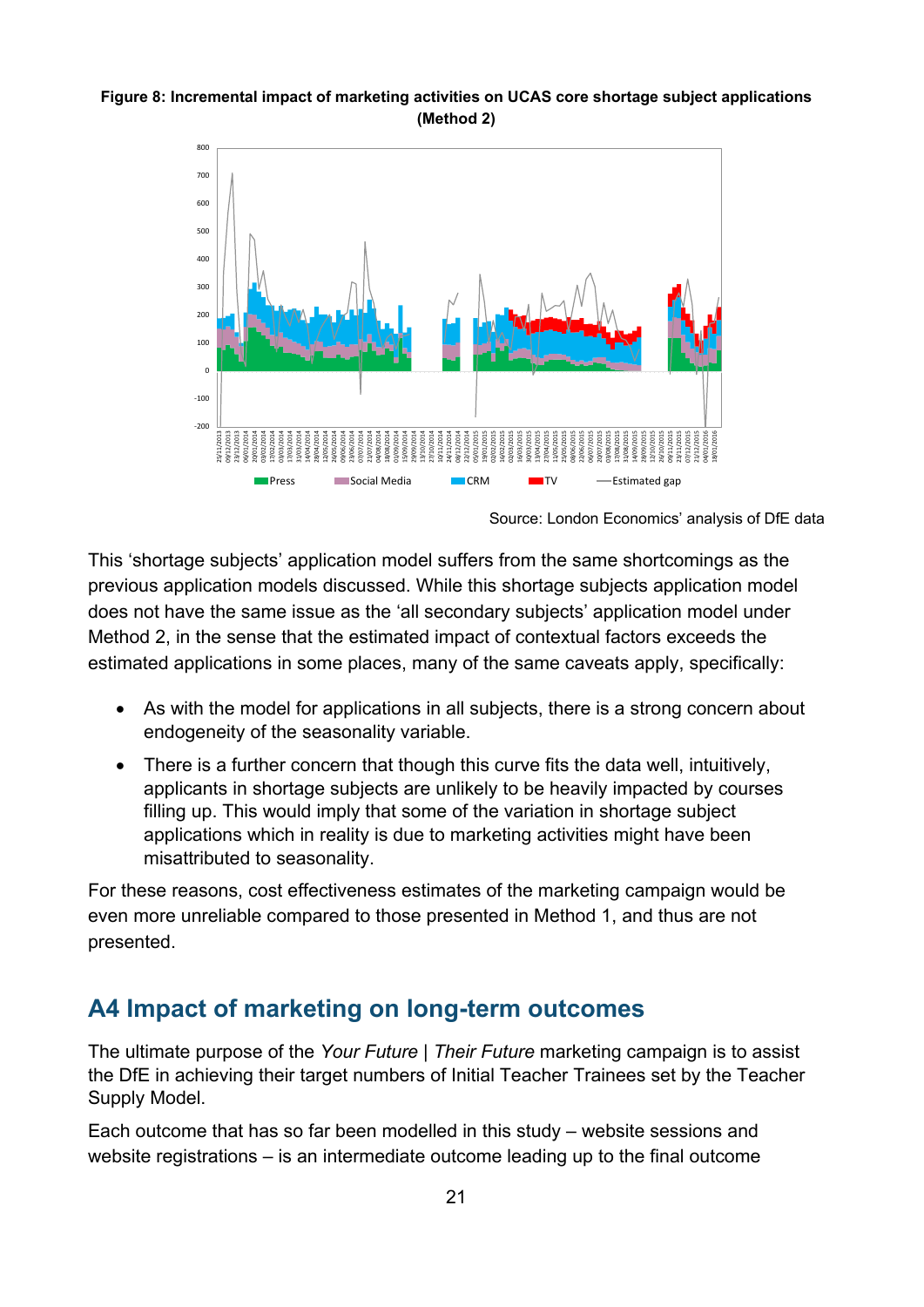**Figure 8: Incremental impact of marketing activities on UCAS core shortage subject applications (Method 2)**

Source: London Economics' analysis of DfE data

This 'shortage subjects' application model suffers from the same shortcomings as the previous application models discussed. While this shortage subjects application model does not have the same issue as the 'all secondary subjects' application model under Method 2, in the sense that the estimated impact of contextual factors exceeds the estimated applications in some places, many of the same caveats apply, specifically:

- As with the model for applications in all subjects, there is a strong concern about endogeneity of the seasonality variable.
- There is a further concern that though this curve fits the data well, intuitively, applicants in shortage subjects are unlikely to be heavily impacted by courses filling up. This would imply that some of the variation in shortage subject applications which in reality is due to marketing activities might have been misattributed to seasonality.

For these reasons, cost effectiveness estimates of the marketing campaign would be even more unreliable compared to those presented in Method 1, and thus are not presented.

## A4 Impact of marketing on long-term outcomes

The ultimate purpose of the *Your Future* | *Their Future* marketing campaign is to assist the DfE in achieving their target numbers of Initial Teacher Trainees set by the Teacher Supply Model.

Each outcome that has so far been modelled in this study – website sessions and website registrations – is an intermediate outcome leading up to the final outcome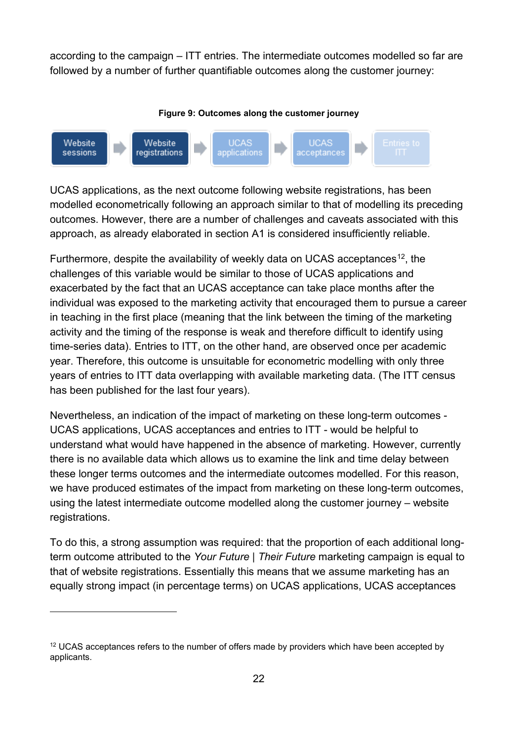according to the campaign – ITT entries. The intermediate outcomes modelled so far are followed by a number of further quantifiable outcomes along the customer journey:

**Figure 9: Outcomes along the customer journey**

Website sessions → Website registrations → UCAS applications → UCAS acceptances → Entries to ITT

UCAS applications, as the next outcome following website registrations, has been modelled econometrically following an approach similar to that of modelling its preceding outcomes. However, there are a number of challenges and caveats associated with this approach, as already elaborated in section A1 is considered insufficiently reliable.

Furthermore, despite the availability of weekly data on UCAS acceptances[12], the challenges of this variable would be similar to those of UCAS applications and exacerbated by the fact that an UCAS acceptance can take place months after the individual was exposed to the marketing activity that encouraged them to pursue a career in teaching in the first place (meaning that the link between the timing of the marketing activity and the timing of the response is weak and therefore difficult to identify using time-series data). Entries to ITT, on the other hand, are observed once per academic year. Therefore, this outcome is unsuitable for econometric modelling with only three years of entries to ITT data overlapping with available marketing data. (The ITT census has been published for the last four years).

Nevertheless, an indication of the impact of marketing on these long-term outcomes - UCAS applications, UCAS acceptances and entries to ITT - would be helpful to understand what would have happened in the absence of marketing. However, currently there is no available data which allows us to examine the link and time delay between these longer terms outcomes and the intermediate outcomes modelled. For this reason, we have produced estimates of the impact from marketing on these long-term outcomes, using the latest intermediate outcome modelled along the customer journey – website registrations.

To do this, a strong assumption was required: that the proportion of each additional long-term outcome attributed to the *Your Future* | *Their Future* marketing campaign is equal to that of website registrations. Essentially this means that we assume marketing has an equally strong impact (in percentage terms) on UCAS applications, UCAS acceptances

---

[12] UCAS acceptances refers to the number of offers made by providers which have been accepted by applicants.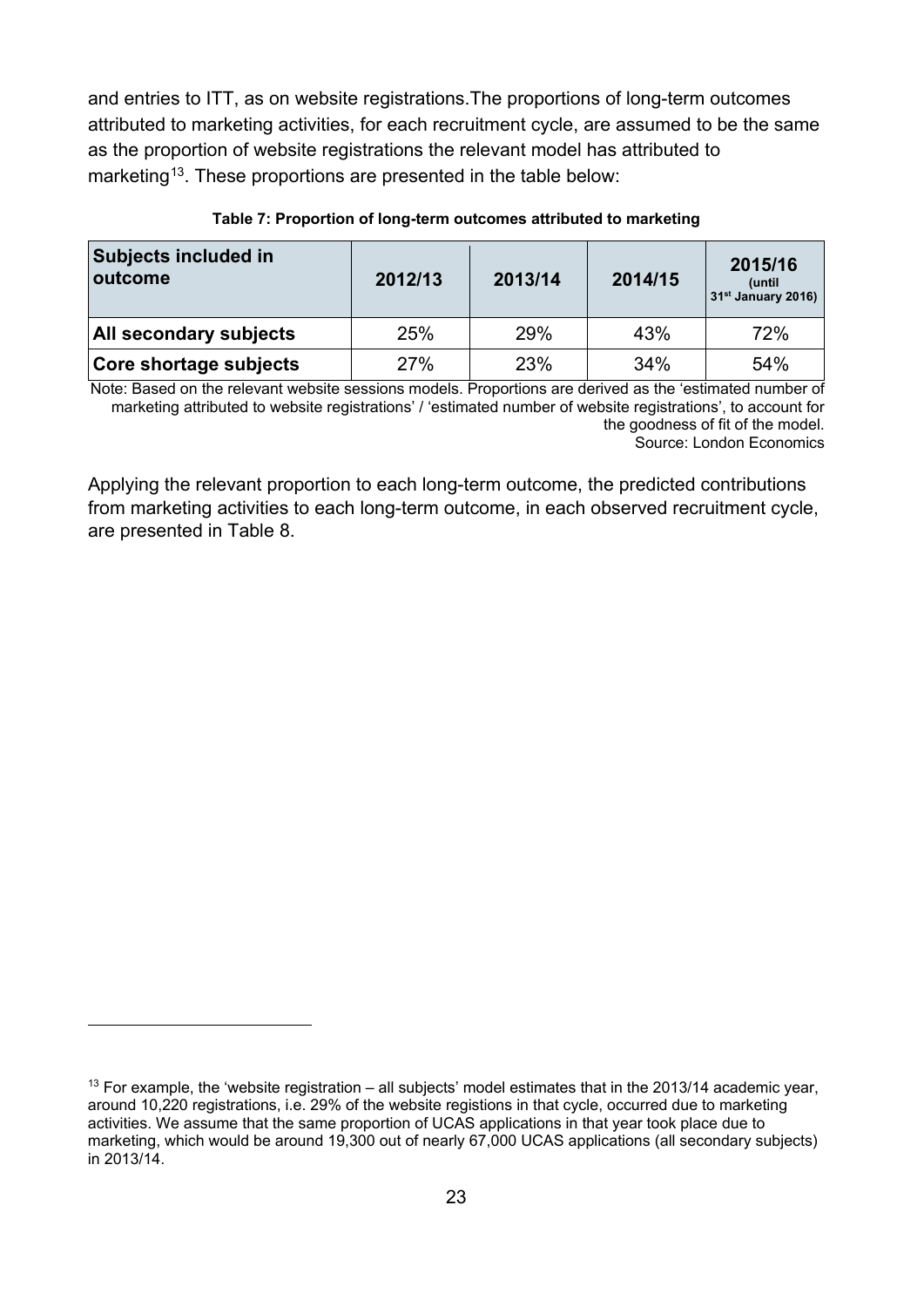and entries to ITT, as on website registrations.The proportions of long-term outcomes attributed to marketing activities, for each recruitment cycle, are assumed to be the same as the proportion of website registrations the relevant model has attributed to marketing[13]. These proportions are presented in the table below:

**Table 7: Proportion of long-term outcomes attributed to marketing**

| Subjects included in outcome | 2012/13 | 2013/14 | 2014/15 | 2015/16 (until 31st January 2016) |
|---|---|---|---|---|
| **All secondary subjects** | 25% | 29% | 43% | 72% |
| **Core shortage subjects** | 27% | 23% | 34% | 54% |

Note: Based on the relevant website sessions models. Proportions are derived as the 'estimated number of marketing attributed to website registrations' / 'estimated number of website registrations', to account for the goodness of fit of the model.
Source: London Economics

Applying the relevant proportion to each long-term outcome, the predicted contributions from marketing activities to each long-term outcome, in each observed recruitment cycle, are presented in Table 8.

[13] For example, the 'website registration – all subjects' model estimates that in the 2013/14 academic year, around 10,220 registrations, i.e. 29% of the website registions in that cycle, occurred due to marketing activities. We assume that the same proportion of UCAS applications in that year took place due to marketing, which would be around 19,300 out of nearly 67,000 UCAS applications (all secondary subjects) in 2013/14.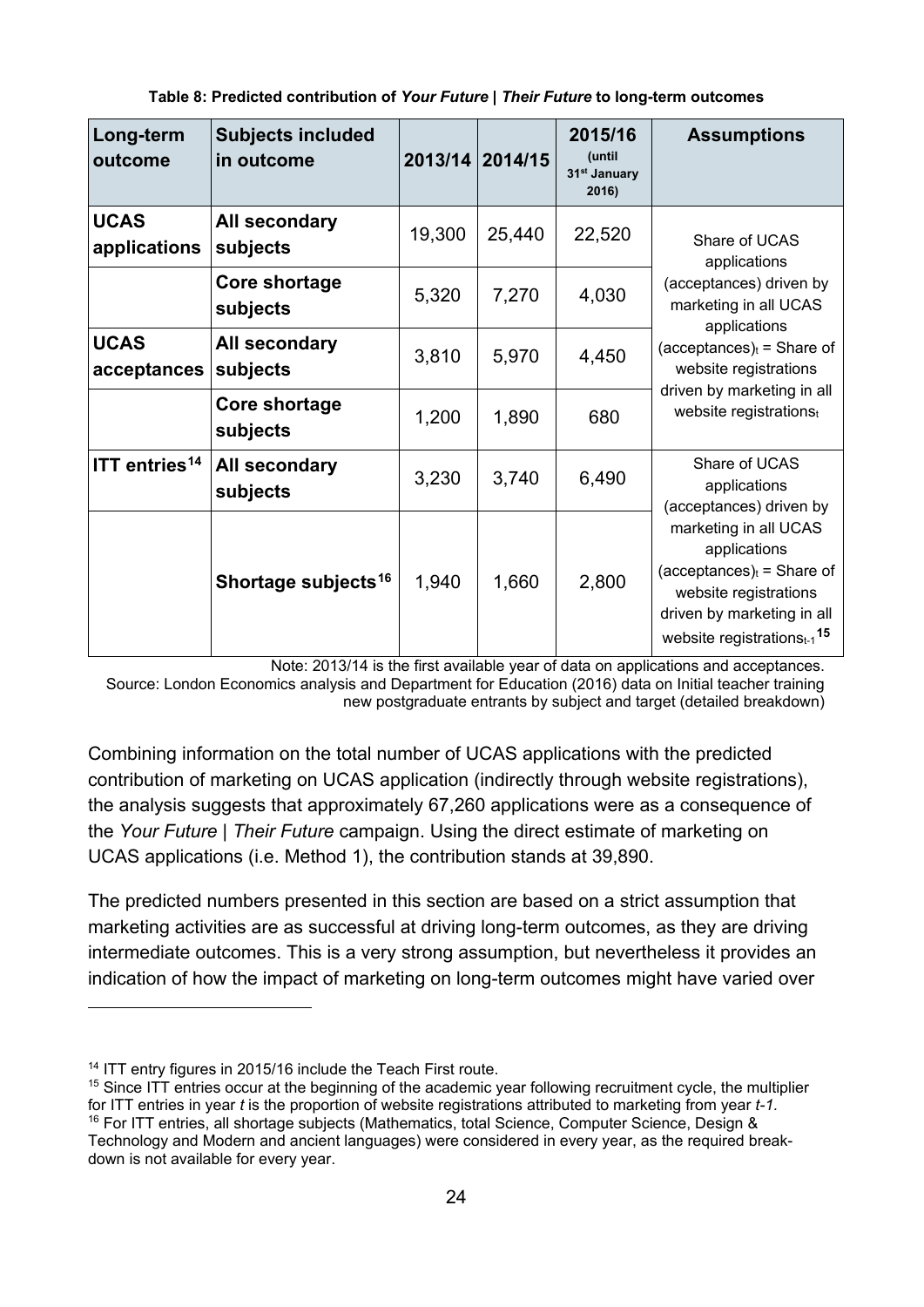**Table 8: Predicted contribution of *Your Future | Their Future* to long-term outcomes**

| Long-term outcome | Subjects included in outcome | 2013/14 | 2014/15 | 2015/16 (until 31st January 2016) | Assumptions |
|---|---|---|---|---|---|
| **UCAS applications** | **All secondary subjects** | 19,300 | 25,440 | 22,520 | Share of UCAS applications (acceptances) driven by marketing in all UCAS applications $(acceptances)_t$ = Share of website registrations driven by marketing in all website $registrations_t$ |
| | **Core shortage subjects** | 5,320 | 7,270 | 4,030 | |
| **UCAS acceptances** | **All secondary subjects** | 3,810 | 5,970 | 4,450 | |
| | **Core shortage subjects** | 1,200 | 1,890 | 680 | |
| **ITT entries**[14] | **All secondary subjects** | 3,230 | 3,740 | 6,490 | Share of UCAS applications (acceptances) driven by marketing in all UCAS applications $(acceptances)_t$ = Share of website registrations driven by marketing in all website $registrations_{t-1}$[15] |
| | **Shortage subjects**[16] | 1,940 | 1,660 | 2,800 | |

Note: 2013/14 is the first available year of data on applications and acceptances.
Source: London Economics analysis and Department for Education (2016) data on Initial teacher training new postgraduate entrants by subject and target (detailed breakdown)

Combining information on the total number of UCAS applications with the predicted contribution of marketing on UCAS application (indirectly through website registrations), the analysis suggests that approximately 67,260 applications were as a consequence of the *Your Future | Their Future* campaign. Using the direct estimate of marketing on UCAS applications (i.e. Method 1), the contribution stands at 39,890.

The predicted numbers presented in this section are based on a strict assumption that marketing activities are as successful at driving long-term outcomes, as they are driving intermediate outcomes. This is a very strong assumption, but nevertheless it provides an indication of how the impact of marketing on long-term outcomes might have varied over

[14] ITT entry figures in 2015/16 include the Teach First route.

[15] Since ITT entries occur at the beginning of the academic year following recruitment cycle, the multiplier for ITT entries in year *t* is the proportion of website registrations attributed to marketing from year *t-1.*

[16] For ITT entries, all shortage subjects (Mathematics, total Science, Computer Science, Design & Technology and Modern and ancient languages) were considered in every year, as the required break-down is not available for every year.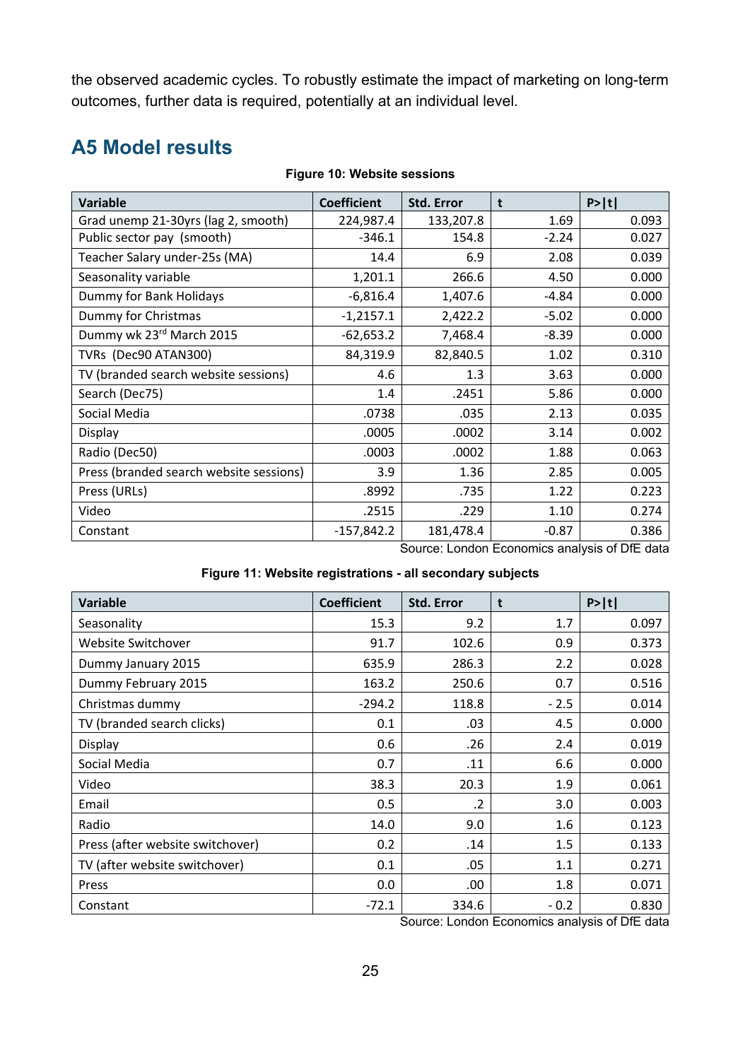the observed academic cycles. To robustly estimate the impact of marketing on long-term outcomes, further data is required, potentially at an individual level.

## A5 Model results

**Figure 10: Website sessions**

| Variable | Coefficient | Std. Error | t | P>\|t\| |
|---|---|---|---|---|
| Grad unemp 21-30yrs (lag 2, smooth) | 224,987.4 | 133,207.8 | 1.69 | 0.093 |
| Public sector pay (smooth) | -346.1 | 154.8 | -2.24 | 0.027 |
| Teacher Salary under-25s (MA) | 14.4 | 6.9 | 2.08 | 0.039 |
| Seasonality variable | 1,201.1 | 266.6 | 4.50 | 0.000 |
| Dummy for Bank Holidays | -6,816.4 | 1,407.6 | -4.84 | 0.000 |
| Dummy for Christmas | -1,2157.1 | 2,422.2 | -5.02 | 0.000 |
| Dummy wk 23rd March 2015 | -62,653.2 | 7,468.4 | -8.39 | 0.000 |
| TVRs (Dec90 ATAN300) | 84,319.9 | 82,840.5 | 1.02 | 0.310 |
| TV (branded search website sessions) | 4.6 | 1.3 | 3.63 | 0.000 |
| Search (Dec75) | 1.4 | .2451 | 5.86 | 0.000 |
| Social Media | .0738 | .035 | 2.13 | 0.035 |
| Display | .0005 | .0002 | 3.14 | 0.002 |
| Radio (Dec50) | .0003 | .0002 | 1.88 | 0.063 |
| Press (branded search website sessions) | 3.9 | 1.36 | 2.85 | 0.005 |
| Press (URLs) | .8992 | .735 | 1.22 | 0.223 |
| Video | .2515 | .229 | 1.10 | 0.274 |
| Constant | -157,842.2 | 181,478.4 | -0.87 | 0.386 |

Source: London Economics analysis of DfE data

**Figure 11: Website registrations - all secondary subjects**

| Variable | Coefficient | Std. Error | t | P>\|t\| |
|---|---|---|---|---|
| Seasonality | 15.3 | 9.2 | 1.7 | 0.097 |
| Website Switchover | 91.7 | 102.6 | 0.9 | 0.373 |
| Dummy January 2015 | 635.9 | 286.3 | 2.2 | 0.028 |
| Dummy February 2015 | 163.2 | 250.6 | 0.7 | 0.516 |
| Christmas dummy | -294.2 | 118.8 | - 2.5 | 0.014 |
| TV (branded search clicks) | 0.1 | .03 | 4.5 | 0.000 |
| Display | 0.6 | .26 | 2.4 | 0.019 |
| Social Media | 0.7 | .11 | 6.6 | 0.000 |
| Video | 38.3 | 20.3 | 1.9 | 0.061 |
| Email | 0.5 | .2 | 3.0 | 0.003 |
| Radio | 14.0 | 9.0 | 1.6 | 0.123 |
| Press (after website switchover) | 0.2 | .14 | 1.5 | 0.133 |
| TV (after website switchover) | 0.1 | .05 | 1.1 | 0.271 |
| Press | 0.0 | .00 | 1.8 | 0.071 |
| Constant | -72.1 | 334.6 | - 0.2 | 0.830 |

Source: London Economics analysis of DfE data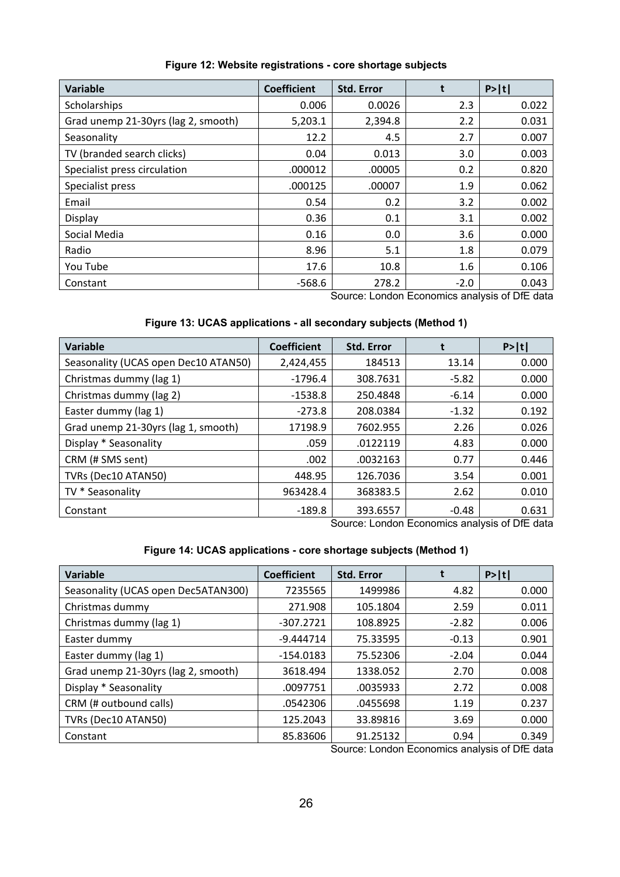**Figure 12: Website registrations - core shortage subjects**

| Variable | Coefficient | Std. Error | t | P>\|t\| |
|---|---|---|---|---|
| Scholarships | 0.006 | 0.0026 | 2.3 | 0.022 |
| Grad unemp 21-30yrs (lag 2, smooth) | 5,203.1 | 2,394.8 | 2.2 | 0.031 |
| Seasonality | 12.2 | 4.5 | 2.7 | 0.007 |
| TV (branded search clicks) | 0.04 | 0.013 | 3.0 | 0.003 |
| Specialist press circulation | .000012 | .00005 | 0.2 | 0.820 |
| Specialist press | .000125 | .00007 | 1.9 | 0.062 |
| Email | 0.54 | 0.2 | 3.2 | 0.002 |
| Display | 0.36 | 0.1 | 3.1 | 0.002 |
| Social Media | 0.16 | 0.0 | 3.6 | 0.000 |
| Radio | 8.96 | 5.1 | 1.8 | 0.079 |
| You Tube | 17.6 | 10.8 | 1.6 | 0.106 |
| Constant | -568.6 | 278.2 | -2.0 | 0.043 |

Source: London Economics analysis of DfE data

**Figure 13: UCAS applications - all secondary subjects (Method 1)**

| Variable | Coefficient | Std. Error | t | P>\|t\| |
|---|---|---|---|---|
| Seasonality (UCAS open Dec10 ATAN50) | 2,424,455 | 184513 | 13.14 | 0.000 |
| Christmas dummy (lag 1) | -1796.4 | 308.7631 | -5.82 | 0.000 |
| Christmas dummy (lag 2) | -1538.8 | 250.4848 | -6.14 | 0.000 |
| Easter dummy (lag 1) | -273.8 | 208.0384 | -1.32 | 0.192 |
| Grad unemp 21-30yrs (lag 1, smooth) | 17198.9 | 7602.955 | 2.26 | 0.026 |
| Display * Seasonality | .059 | .0122119 | 4.83 | 0.000 |
| CRM (# SMS sent) | .002 | .0032163 | 0.77 | 0.446 |
| TVRs (Dec10 ATAN50) | 448.95 | 126.7036 | 3.54 | 0.001 |
| TV * Seasonality | 963428.4 | 368383.5 | 2.62 | 0.010 |
| Constant | -189.8 | 393.6557 | -0.48 | 0.631 |

Source: London Economics analysis of DfE data

**Figure 14: UCAS applications - core shortage subjects (Method 1)**

| Variable | Coefficient | Std. Error | t | P>\|t\| |
|---|---|---|---|---|
| Seasonality (UCAS open Dec5ATAN300) | 7235565 | 1499986 | 4.82 | 0.000 |
| Christmas dummy | 271.908 | 105.1804 | 2.59 | 0.011 |
| Christmas dummy (lag 1) | -307.2721 | 108.8925 | -2.82 | 0.006 |
| Easter dummy | -9.444714 | 75.33595 | -0.13 | 0.901 |
| Easter dummy (lag 1) | -154.0183 | 75.52306 | -2.04 | 0.044 |
| Grad unemp 21-30yrs (lag 2, smooth) | 3618.494 | 1338.052 | 2.70 | 0.008 |
| Display * Seasonality | .0097751 | .0035933 | 2.72 | 0.008 |
| CRM (# outbound calls) | .0542306 | .0455698 | 1.19 | 0.237 |
| TVRs (Dec10 ATAN50) | 125.2043 | 33.89816 | 3.69 | 0.000 |
| Constant | 85.83606 | 91.25132 | 0.94 | 0.349 |

Source: London Economics analysis of DfE data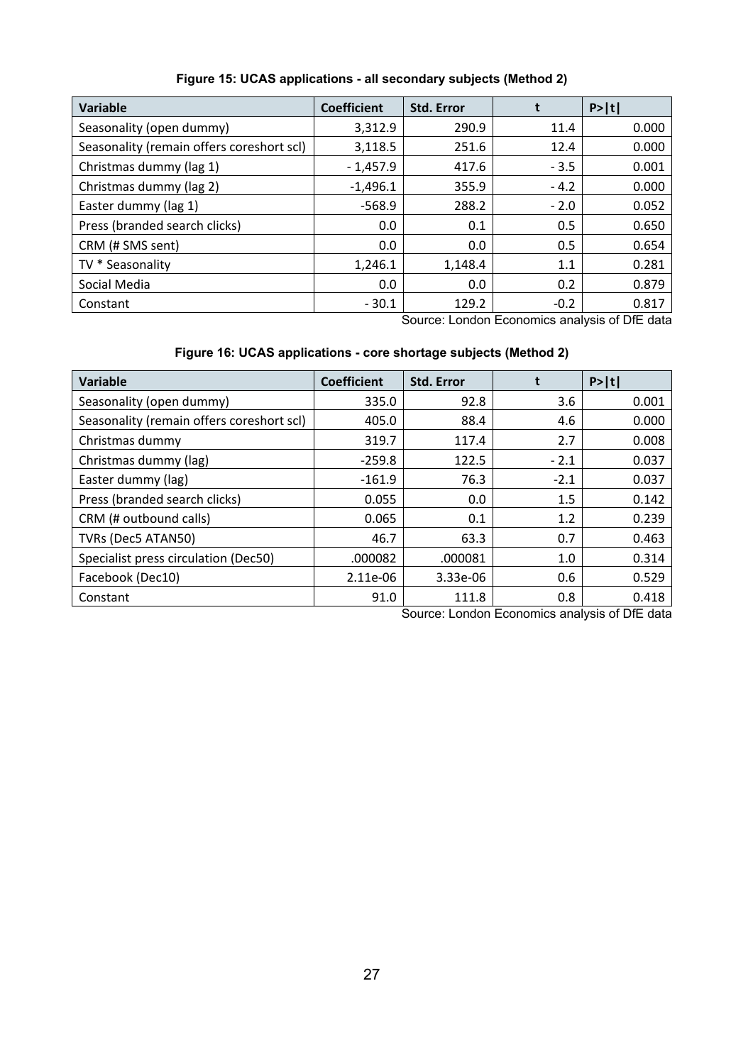**Figure 15: UCAS applications - all secondary subjects (Method 2)**

| Variable | Coefficient | Std. Error | t | P>\|t\| |
|---|---|---|---|---|
| Seasonality (open dummy) | 3,312.9 | 290.9 | 11.4 | 0.000 |
| Seasonality (remain offers coreshort scl) | 3,118.5 | 251.6 | 12.4 | 0.000 |
| Christmas dummy (lag 1) | - 1,457.9 | 417.6 | - 3.5 | 0.001 |
| Christmas dummy (lag 2) | -1,496.1 | 355.9 | - 4.2 | 0.000 |
| Easter dummy (lag 1) | -568.9 | 288.2 | - 2.0 | 0.052 |
| Press (branded search clicks) | 0.0 | 0.1 | 0.5 | 0.650 |
| CRM (# SMS sent) | 0.0 | 0.0 | 0.5 | 0.654 |
| TV * Seasonality | 1,246.1 | 1,148.4 | 1.1 | 0.281 |
| Social Media | 0.0 | 0.0 | 0.2 | 0.879 |
| Constant | - 30.1 | 129.2 | -0.2 | 0.817 |

Source: London Economics analysis of DfE data

**Figure 16: UCAS applications - core shortage subjects (Method 2)**

| Variable | Coefficient | Std. Error | t | P>\|t\| |
|---|---|---|---|---|
| Seasonality (open dummy) | 335.0 | 92.8 | 3.6 | 0.001 |
| Seasonality (remain offers coreshort scl) | 405.0 | 88.4 | 4.6 | 0.000 |
| Christmas dummy | 319.7 | 117.4 | 2.7 | 0.008 |
| Christmas dummy (lag) | -259.8 | 122.5 | - 2.1 | 0.037 |
| Easter dummy (lag) | -161.9 | 76.3 | -2.1 | 0.037 |
| Press (branded search clicks) | 0.055 | 0.0 | 1.5 | 0.142 |
| CRM (# outbound calls) | 0.065 | 0.1 | 1.2 | 0.239 |
| TVRs (Dec5 ATAN50) | 46.7 | 63.3 | 0.7 | 0.463 |
| Specialist press circulation (Dec50) | .000082 | .000081 | 1.0 | 0.314 |
| Facebook (Dec10) | 2.11e-06 | 3.33e-06 | 0.6 | 0.529 |
| Constant | 91.0 | 111.8 | 0.8 | 0.418 |

Source: London Economics analysis of DfE data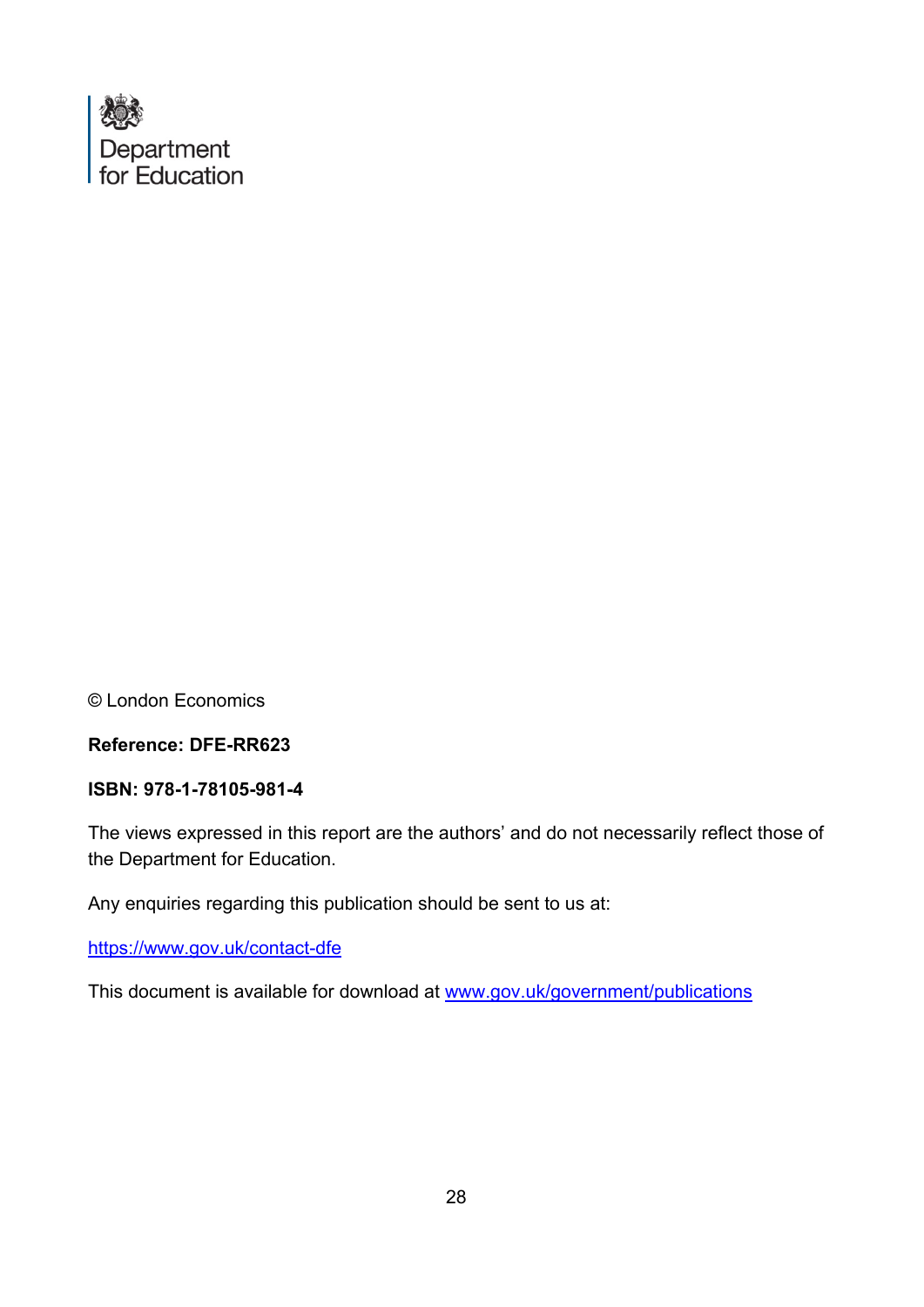Department for Education

© London Economics

**Reference: DFE-RR623**

**ISBN: 978-1-78105-981-4**

The views expressed in this report are the authors' and do not necessarily reflect those of the Department for Education.

Any enquiries regarding this publication should be sent to us at:

[https://www.gov.uk/contact-dfe](https://www.gov.uk/contact-dfe)

This document is available for download at [www.gov.uk/government/publications](www.gov.uk/government/publications)